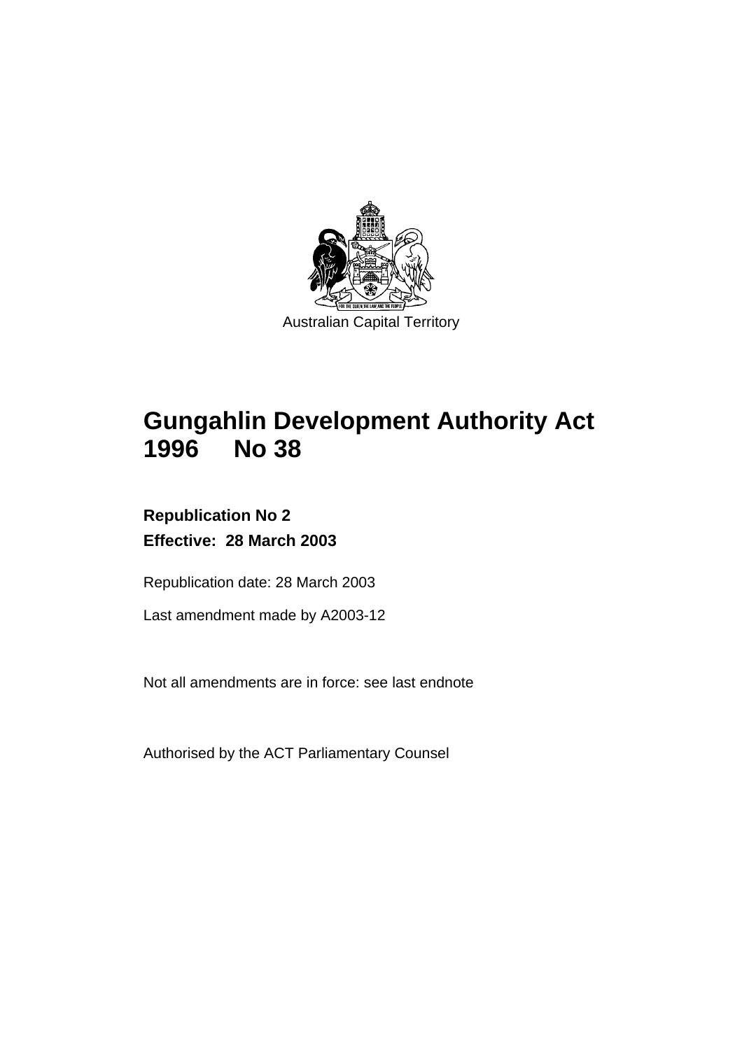Australian Capital Territory

# Gungahlin Development Authority Act 1996 No 38

**Republication No 2**

**Effective: 28 March 2003**

Republication date: 28 March 2003

Last amendment made by A2003-12

Not all amendments are in force: see last endnote

Authorised by the ACT Parliamentary Counsel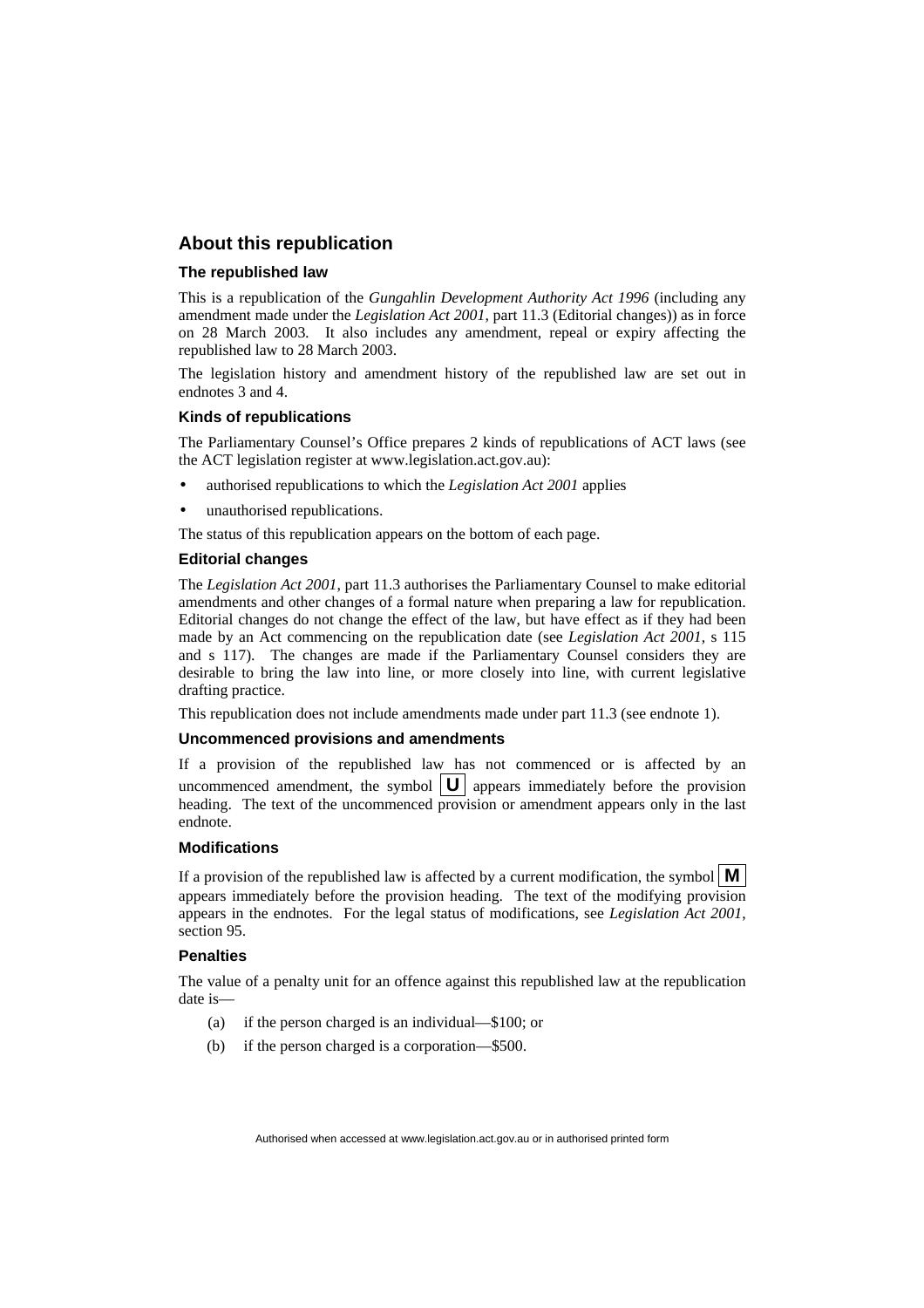## About this republication

### The republished law

This is a republication of the *Gungahlin Development Authority Act 1996* (including any amendment made under the *Legislation Act 2001*, part 11.3 (Editorial changes)) as in force on 28 March 2003*.* It also includes any amendment, repeal or expiry affecting the republished law to 28 March 2003.

The legislation history and amendment history of the republished law are set out in endnotes 3 and 4.

### Kinds of republications

The Parliamentary Counsel's Office prepares 2 kinds of republications of ACT laws (see the ACT legislation register at www.legislation.act.gov.au):

- authorised republications to which the *Legislation Act 2001* applies
- unauthorised republications.

The status of this republication appears on the bottom of each page.

### Editorial changes

The *Legislation Act 2001*, part 11.3 authorises the Parliamentary Counsel to make editorial amendments and other changes of a formal nature when preparing a law for republication. Editorial changes do not change the effect of the law, but have effect as if they had been made by an Act commencing on the republication date (see *Legislation Act 2001*, s 115 and s 117). The changes are made if the Parliamentary Counsel considers they are desirable to bring the law into line, or more closely into line, with current legislative drafting practice.

This republication does not include amendments made under part 11.3 (see endnote 1).

### Uncommenced provisions and amendments

If a provision of the republished law has not commenced or is affected by an uncommenced amendment, the symbol **U** appears immediately before the provision heading. The text of the uncommenced provision or amendment appears only in the last endnote.

### Modifications

If a provision of the republished law is affected by a current modification, the symbol **M** appears immediately before the provision heading. The text of the modifying provision appears in the endnotes. For the legal status of modifications, see *Legislation Act 2001*, section 95.

### Penalties

The value of a penalty unit for an offence against this republished law at the republication date is—

(a) if the person charged is an individual—$100; or

(b) if the person charged is a corporation—$500.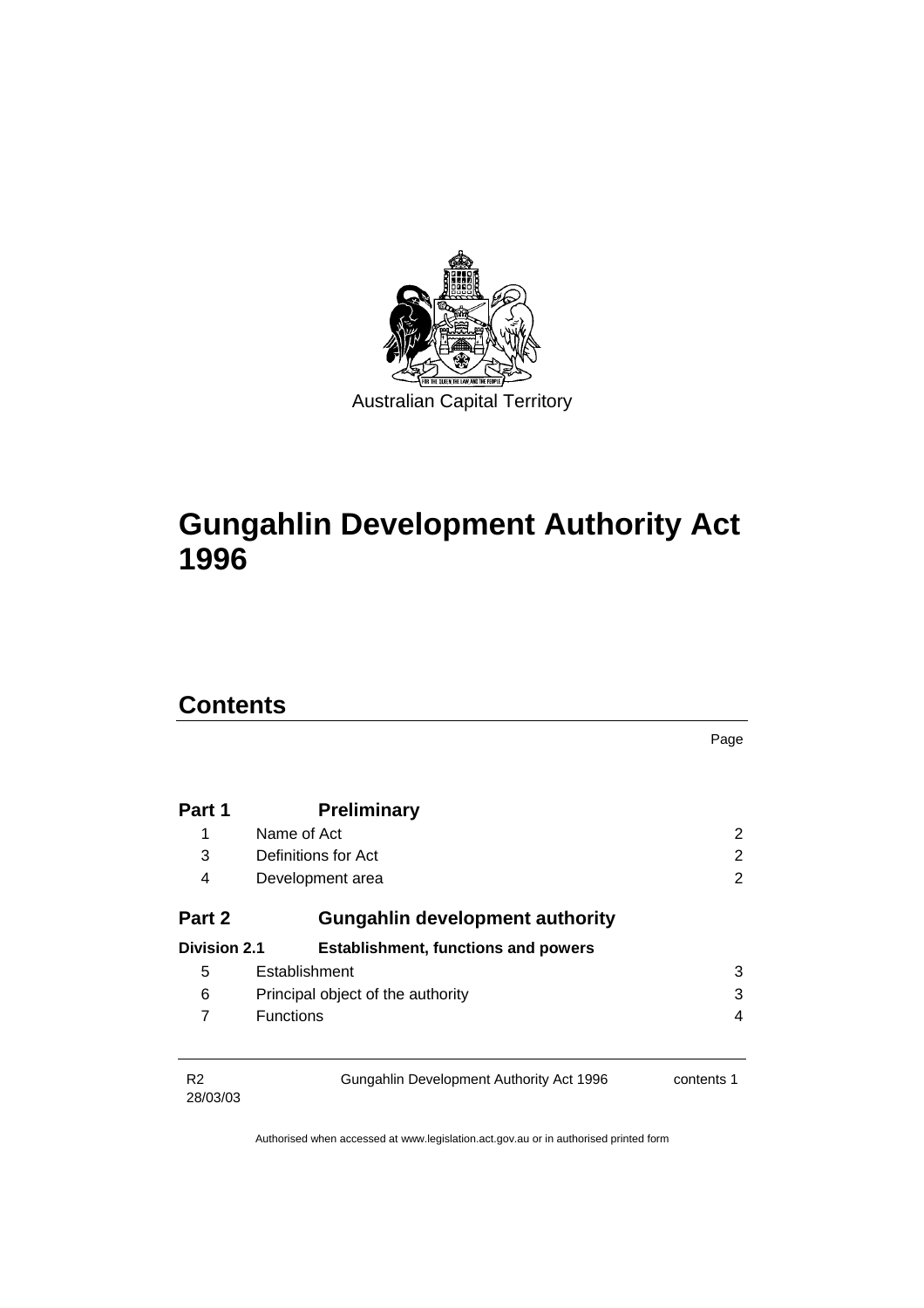Australian Capital Territory

# Gungahlin Development Authority Act 1996

## Contents

| | | Page |
|---|---|---|
| **Part 1** | **Preliminary** | |
| 1 | Name of Act | 2 |
| 3 | Definitions for Act | 2 |
| 4 | Development area | 2 |
| **Part 2** | **Gungahlin development authority** | |
| **Division 2.1** | **Establishment, functions and powers** | |
| 5 | Establishment | 3 |
| 6 | Principal object of the authority | 3 |
| 7 | Functions | 4 |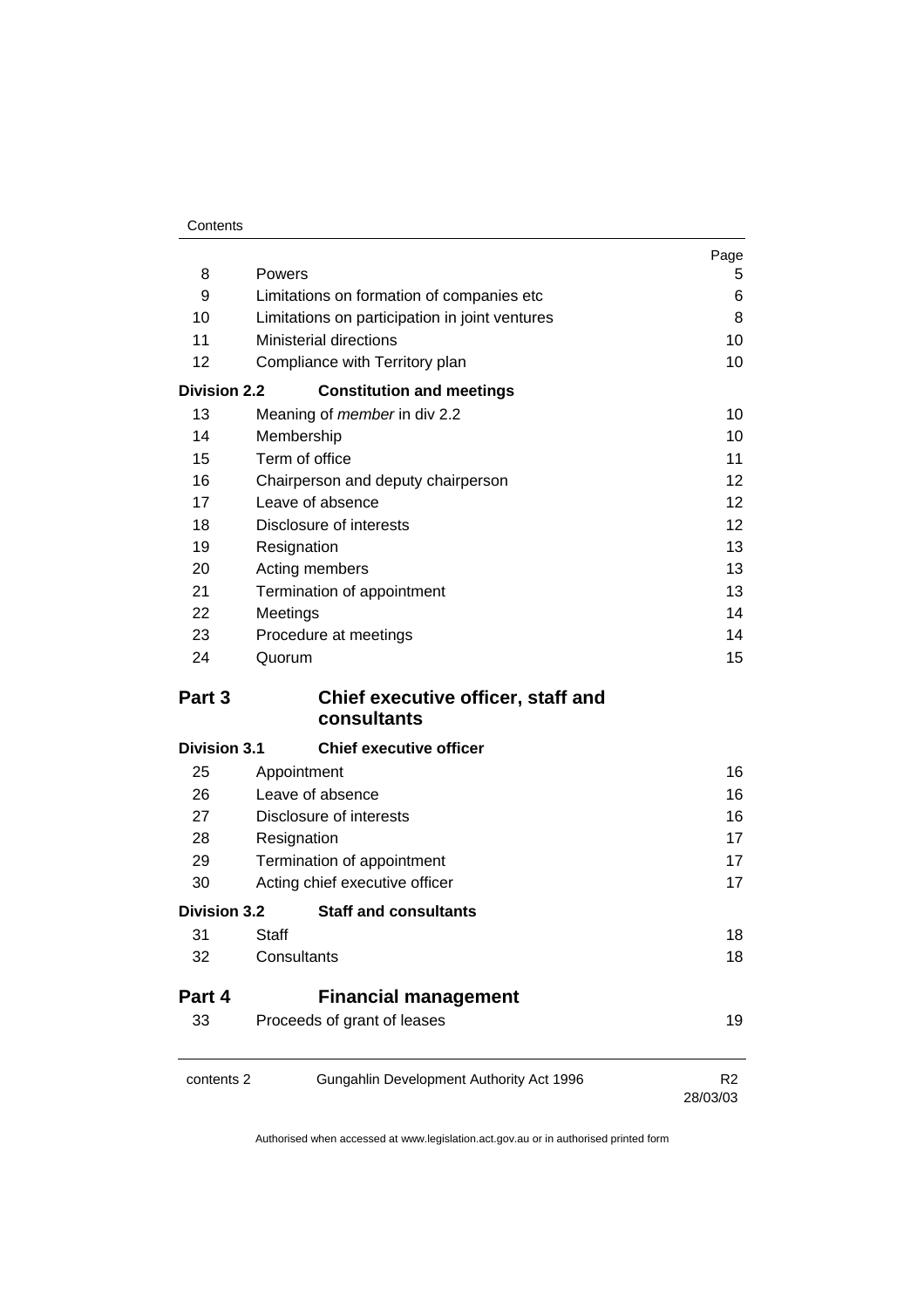| | | Page |
|---|---|---|
| 8 | Powers | 5 |
| 9 | Limitations on formation of companies etc | 6 |
| 10 | Limitations on participation in joint ventures | 8 |
| 11 | Ministerial directions | 10 |
| 12 | Compliance with Territory plan | 10 |
| **Division 2.2** | **Constitution and meetings** | |
| 13 | Meaning of *member* in div 2.2 | 10 |
| 14 | Membership | 10 |
| 15 | Term of office | 11 |
| 16 | Chairperson and deputy chairperson | 12 |
| 17 | Leave of absence | 12 |
| 18 | Disclosure of interests | 12 |
| 19 | Resignation | 13 |
| 20 | Acting members | 13 |
| 21 | Termination of appointment | 13 |
| 22 | Meetings | 14 |
| 23 | Procedure at meetings | 14 |
| 24 | Quorum | 15 |
| **Part 3** | **Chief executive officer, staff and consultants** | |
| **Division 3.1** | **Chief executive officer** | |
| 25 | Appointment | 16 |
| 26 | Leave of absence | 16 |
| 27 | Disclosure of interests | 16 |
| 28 | Resignation | 17 |
| 29 | Termination of appointment | 17 |
| 30 | Acting chief executive officer | 17 |
| **Division 3.2** | **Staff and consultants** | |
| 31 | Staff | 18 |
| 32 | Consultants | 18 |
| **Part 4** | **Financial management** | |
| 33 | Proceeds of grant of leases | 19 |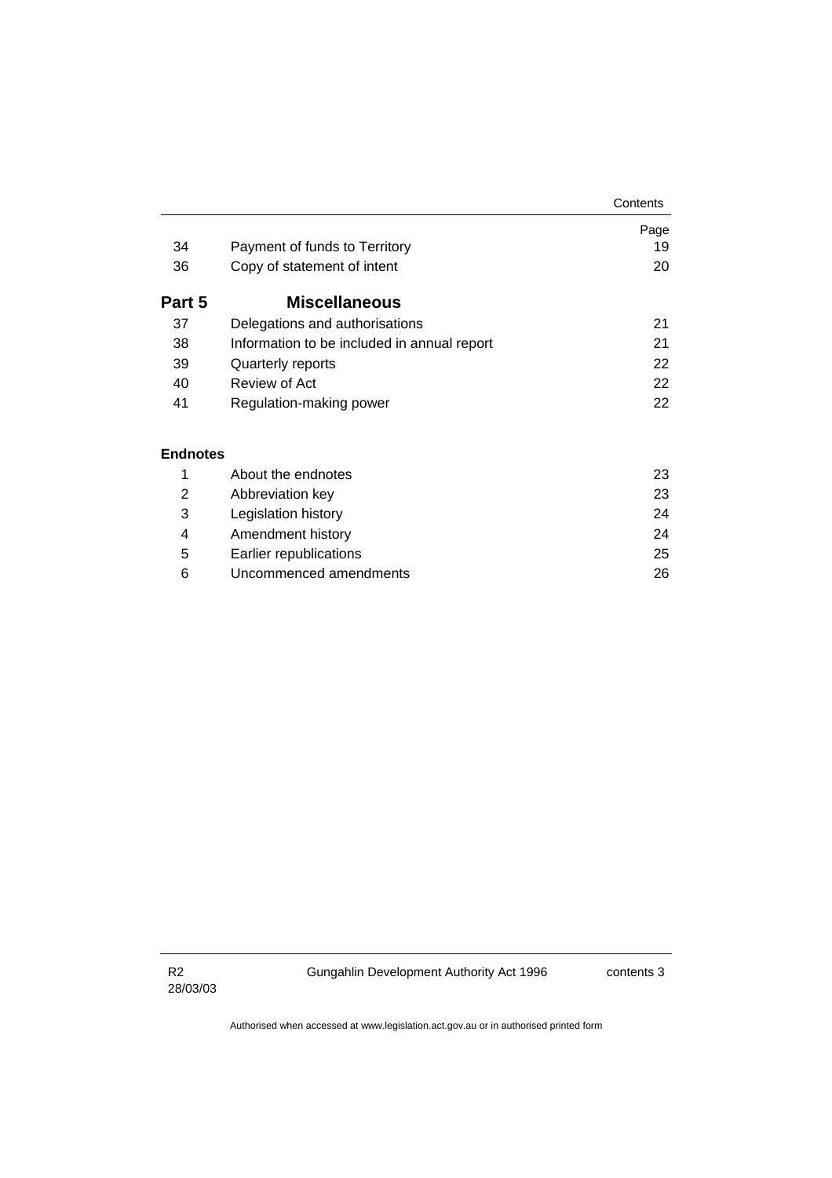| | | Page |
|---|---|---|
| 34 | Payment of funds to Territory | 19 |
| 36 | Copy of statement of intent | 20 |
| **Part 5** | **Miscellaneous** | |
| 37 | Delegations and authorisations | 21 |
| 38 | Information to be included in annual report | 21 |
| 39 | Quarterly reports | 22 |
| 40 | Review of Act | 22 |
| 41 | Regulation-making power | 22 |

**Endnotes**

| | | |
|---|---|---|
| 1 | About the endnotes | 23 |
| 2 | Abbreviation key | 23 |
| 3 | Legislation history | 24 |
| 4 | Amendment history | 24 |
| 5 | Earlier republications | 25 |
| 6 | Uncommenced amendments | 26 |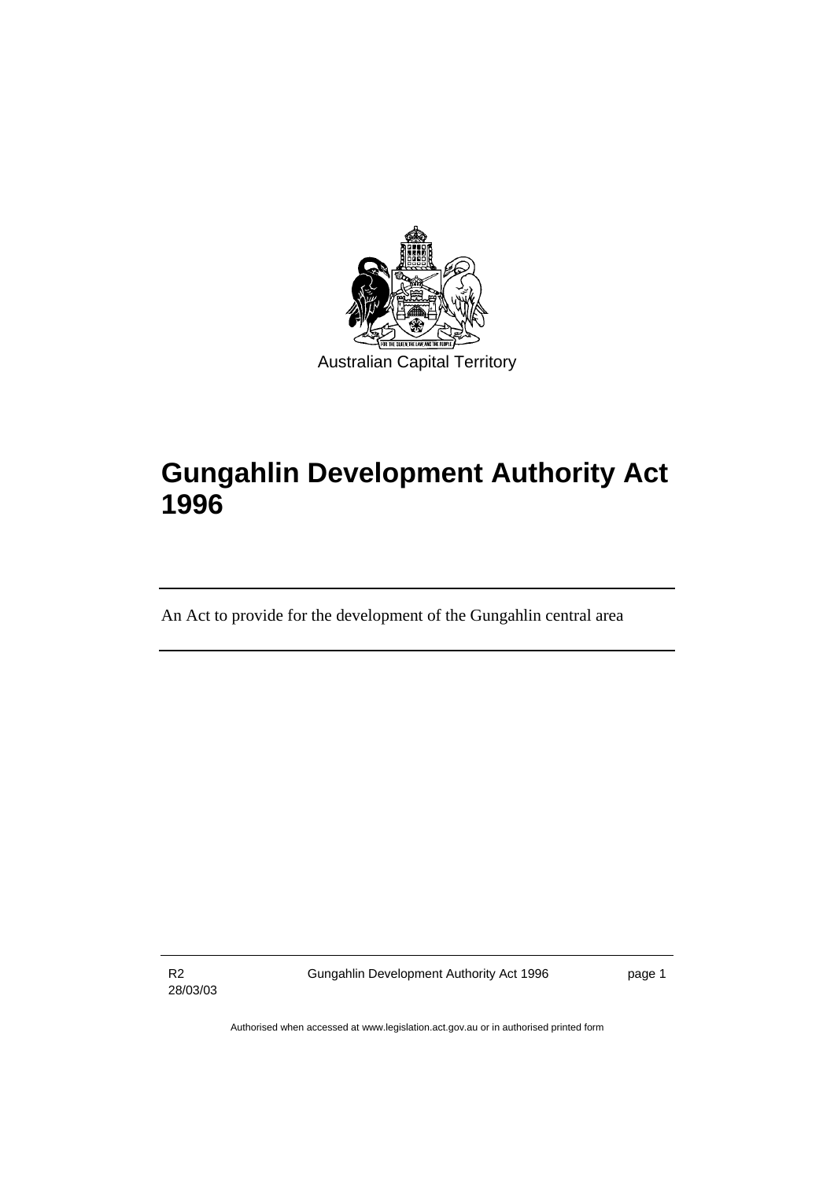Australian Capital Territory

# Gungahlin Development Authority Act 1996

An Act to provide for the development of the Gungahlin central area

Authorised when accessed at www.legislation.act.gov.au or in authorised printed form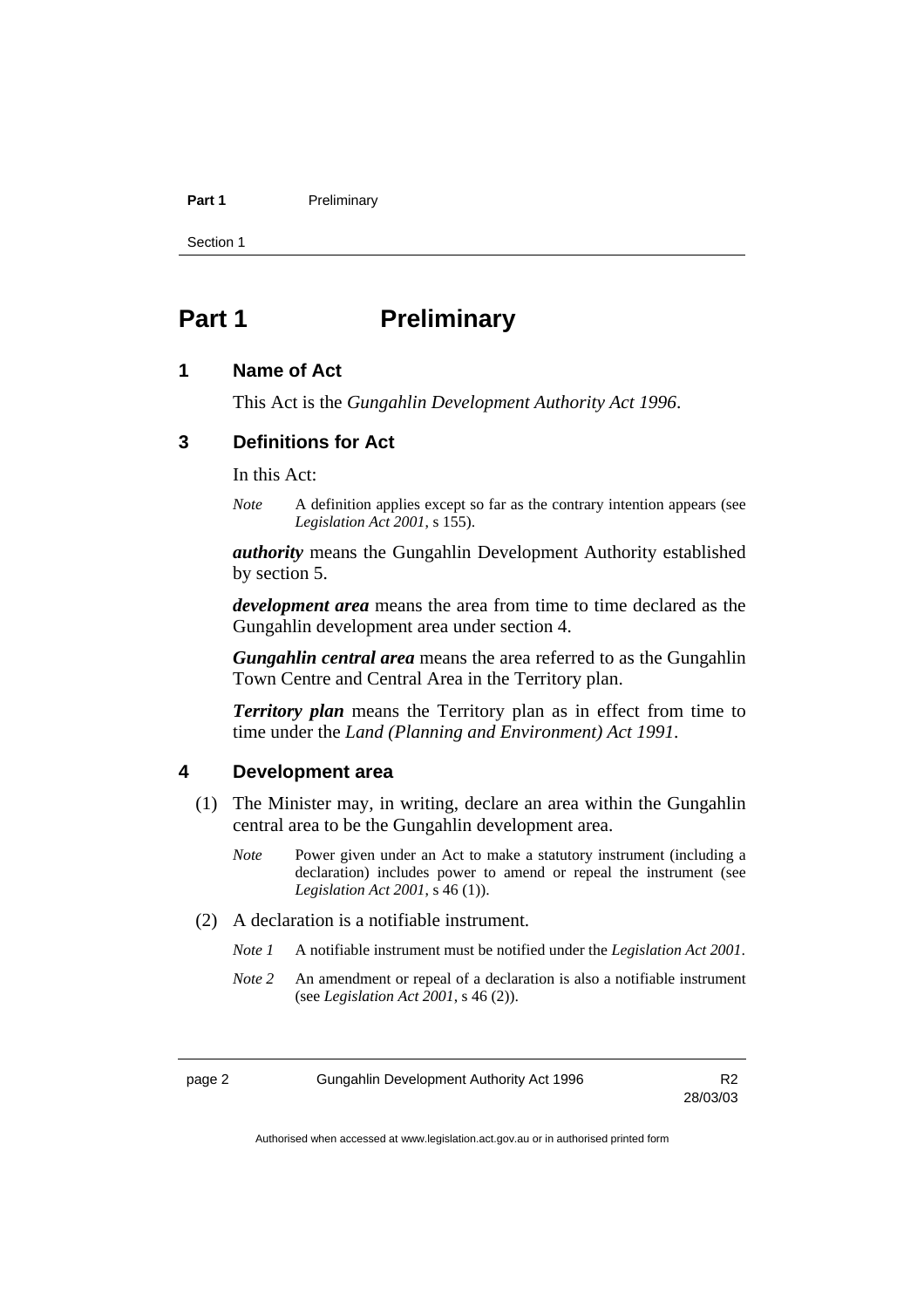# Part 1 Preliminary

## 1 Name of Act

This Act is the *Gungahlin Development Authority Act 1996*.

## 3 Definitions for Act

In this Act:

*Note* A definition applies except so far as the contrary intention appears (see *Legislation Act 2001*, s 155).

***authority*** means the Gungahlin Development Authority established by section 5.

***development area*** means the area from time to time declared as the Gungahlin development area under section 4.

***Gungahlin central area*** means the area referred to as the Gungahlin Town Centre and Central Area in the Territory plan.

***Territory plan*** means the Territory plan as in effect from time to time under the *Land (Planning and Environment) Act 1991*.

## 4 Development area

(1) The Minister may, in writing, declare an area within the Gungahlin central area to be the Gungahlin development area.

*Note* Power given under an Act to make a statutory instrument (including a declaration) includes power to amend or repeal the instrument (see *Legislation Act 2001*, s 46 (1)).

(2) A declaration is a notifiable instrument.

*Note 1* A notifiable instrument must be notified under the *Legislation Act 2001*.

*Note 2* An amendment or repeal of a declaration is also a notifiable instrument (see *Legislation Act 2001*, s 46 (2)).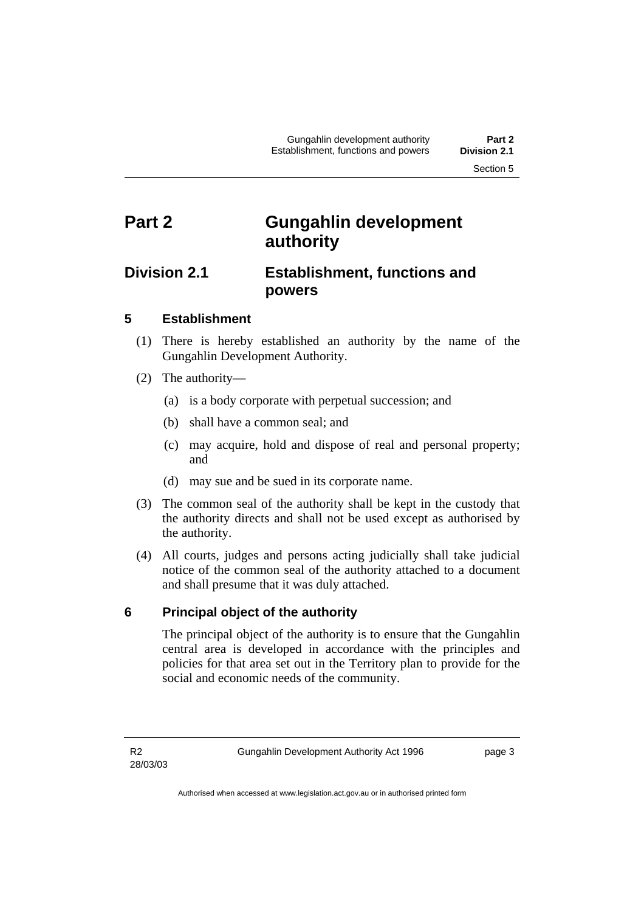# Part 2 Gungahlin development authority

## Division 2.1 Establishment, functions and powers

### 5 Establishment

(1) There is hereby established an authority by the name of the Gungahlin Development Authority.

(2) The authority—

(a) is a body corporate with perpetual succession; and

(b) shall have a common seal; and

(c) may acquire, hold and dispose of real and personal property; and

(d) may sue and be sued in its corporate name.

(3) The common seal of the authority shall be kept in the custody that the authority directs and shall not be used except as authorised by the authority.

(4) All courts, judges and persons acting judicially shall take judicial notice of the common seal of the authority attached to a document and shall presume that it was duly attached.

### 6 Principal object of the authority

The principal object of the authority is to ensure that the Gungahlin central area is developed in accordance with the principles and policies for that area set out in the Territory plan to provide for the social and economic needs of the community.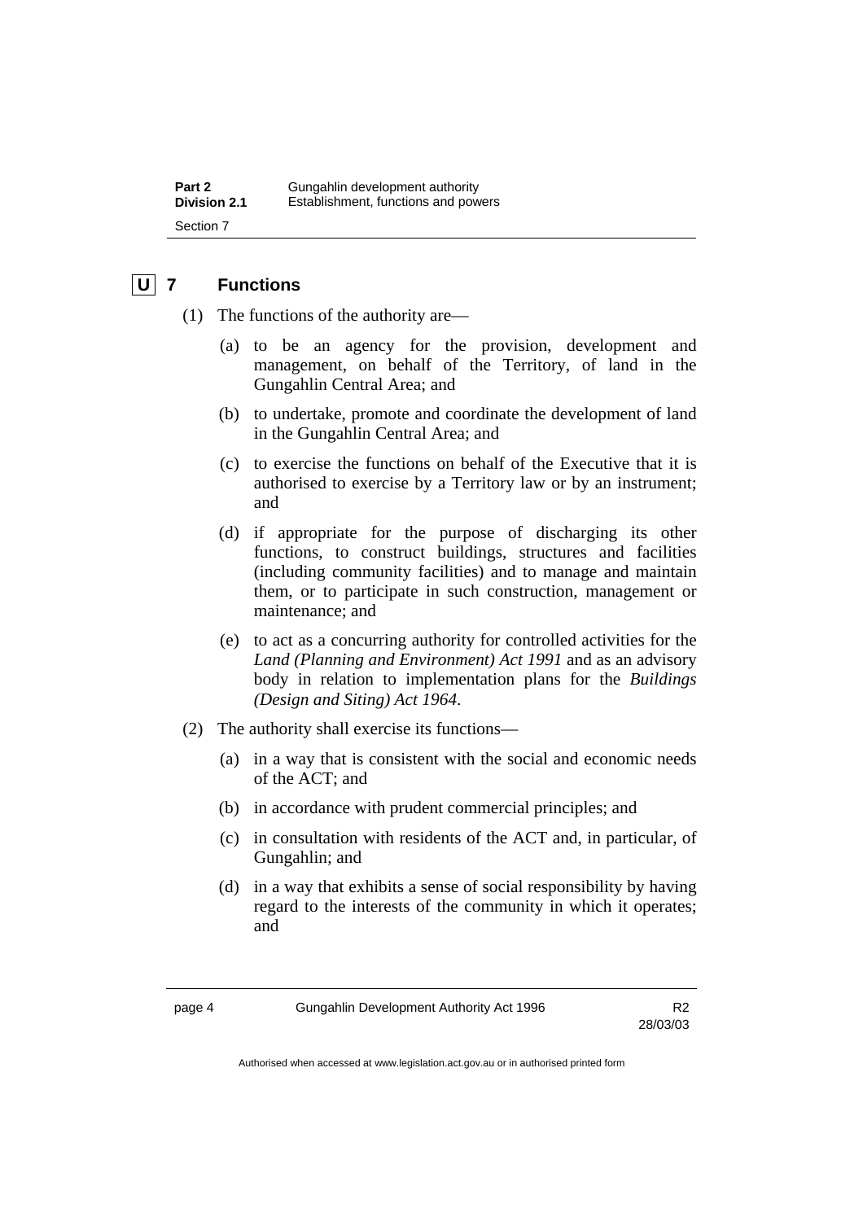## U 7 Functions

(1) The functions of the authority are—

(a) to be an agency for the provision, development and management, on behalf of the Territory, of land in the Gungahlin Central Area; and

(b) to undertake, promote and coordinate the development of land in the Gungahlin Central Area; and

(c) to exercise the functions on behalf of the Executive that it is authorised to exercise by a Territory law or by an instrument; and

(d) if appropriate for the purpose of discharging its other functions, to construct buildings, structures and facilities (including community facilities) and to manage and maintain them, or to participate in such construction, management or maintenance; and

(e) to act as a concurring authority for controlled activities for the *Land (Planning and Environment) Act 1991* and as an advisory body in relation to implementation plans for the *Buildings (Design and Siting) Act 1964*.

(2) The authority shall exercise its functions—

(a) in a way that is consistent with the social and economic needs of the ACT; and

(b) in accordance with prudent commercial principles; and

(c) in consultation with residents of the ACT and, in particular, of Gungahlin; and

(d) in a way that exhibits a sense of social responsibility by having regard to the interests of the community in which it operates; and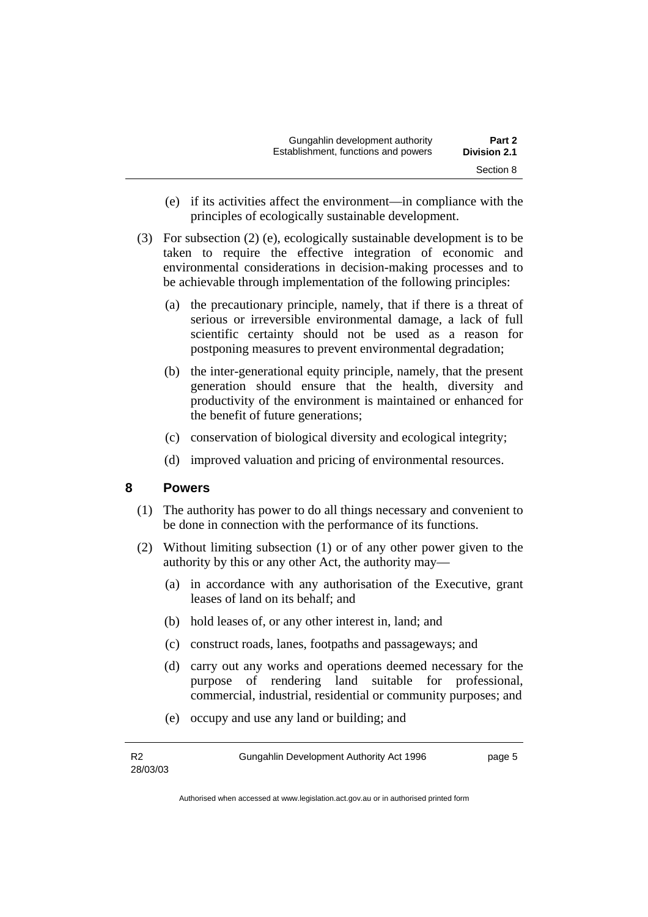(e) if its activities affect the environment—in compliance with the principles of ecologically sustainable development.

(3) For subsection (2) (e), ecologically sustainable development is to be taken to require the effective integration of economic and environmental considerations in decision-making processes and to be achievable through implementation of the following principles:

(a) the precautionary principle, namely, that if there is a threat of serious or irreversible environmental damage, a lack of full scientific certainty should not be used as a reason for postponing measures to prevent environmental degradation;

(b) the inter-generational equity principle, namely, that the present generation should ensure that the health, diversity and productivity of the environment is maintained or enhanced for the benefit of future generations;

(c) conservation of biological diversity and ecological integrity;

(d) improved valuation and pricing of environmental resources.

## 8 Powers

(1) The authority has power to do all things necessary and convenient to be done in connection with the performance of its functions.

(2) Without limiting subsection (1) or of any other power given to the authority by this or any other Act, the authority may—

(a) in accordance with any authorisation of the Executive, grant leases of land on its behalf; and

(b) hold leases of, or any other interest in, land; and

(c) construct roads, lanes, footpaths and passageways; and

(d) carry out any works and operations deemed necessary for the purpose of rendering land suitable for professional, commercial, industrial, residential or community purposes; and

(e) occupy and use any land or building; and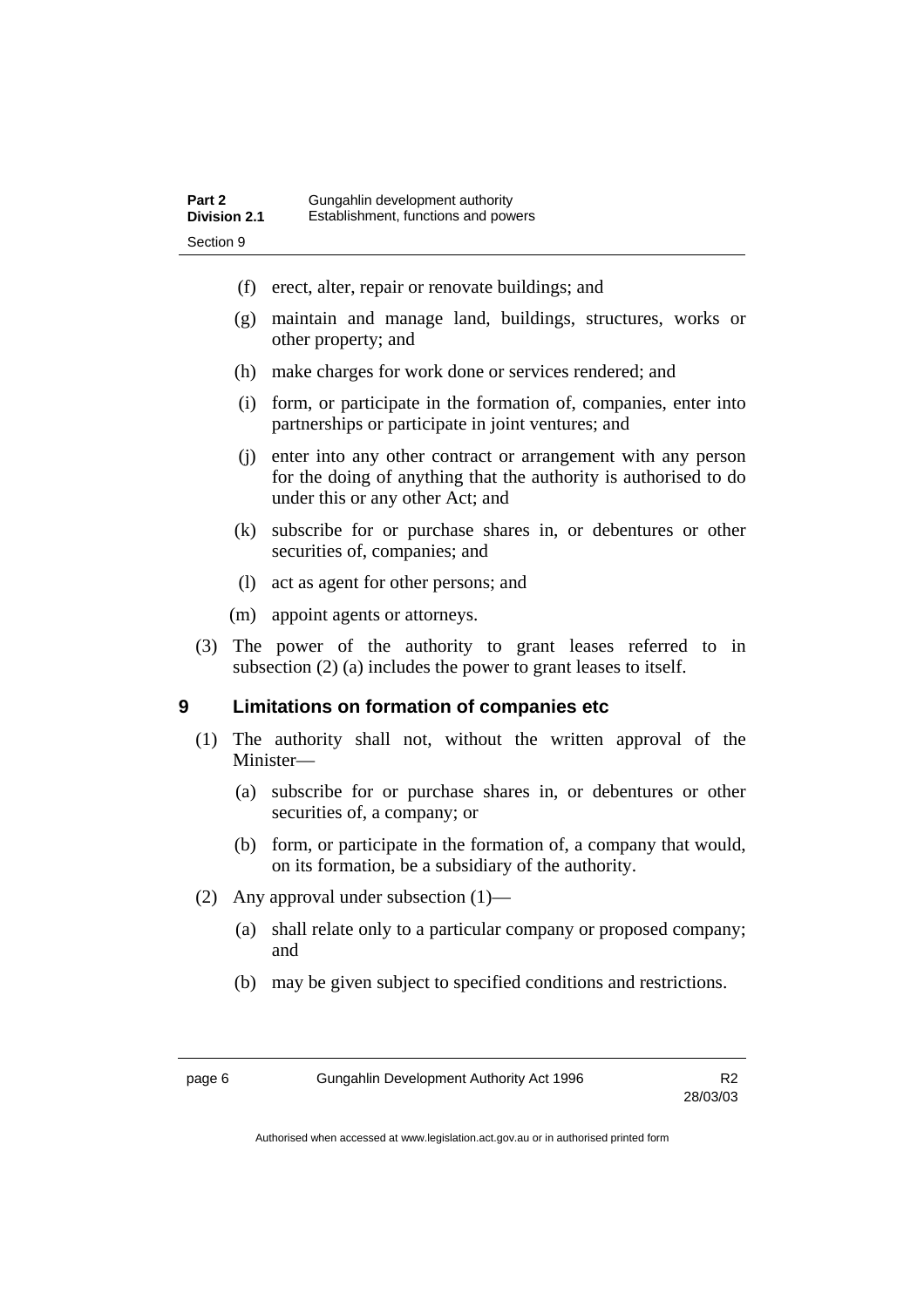(f) erect, alter, repair or renovate buildings; and

(g) maintain and manage land, buildings, structures, works or other property; and

(h) make charges for work done or services rendered; and

(i) form, or participate in the formation of, companies, enter into partnerships or participate in joint ventures; and

(j) enter into any other contract or arrangement with any person for the doing of anything that the authority is authorised to do under this or any other Act; and

(k) subscribe for or purchase shares in, or debentures or other securities of, companies; and

(l) act as agent for other persons; and

(m) appoint agents or attorneys.

(3) The power of the authority to grant leases referred to in subsection (2) (a) includes the power to grant leases to itself.

## 9 Limitations on formation of companies etc

(1) The authority shall not, without the written approval of the Minister—

(a) subscribe for or purchase shares in, or debentures or other securities of, a company; or

(b) form, or participate in the formation of, a company that would, on its formation, be a subsidiary of the authority.

(2) Any approval under subsection (1)—

(a) shall relate only to a particular company or proposed company; and

(b) may be given subject to specified conditions and restrictions.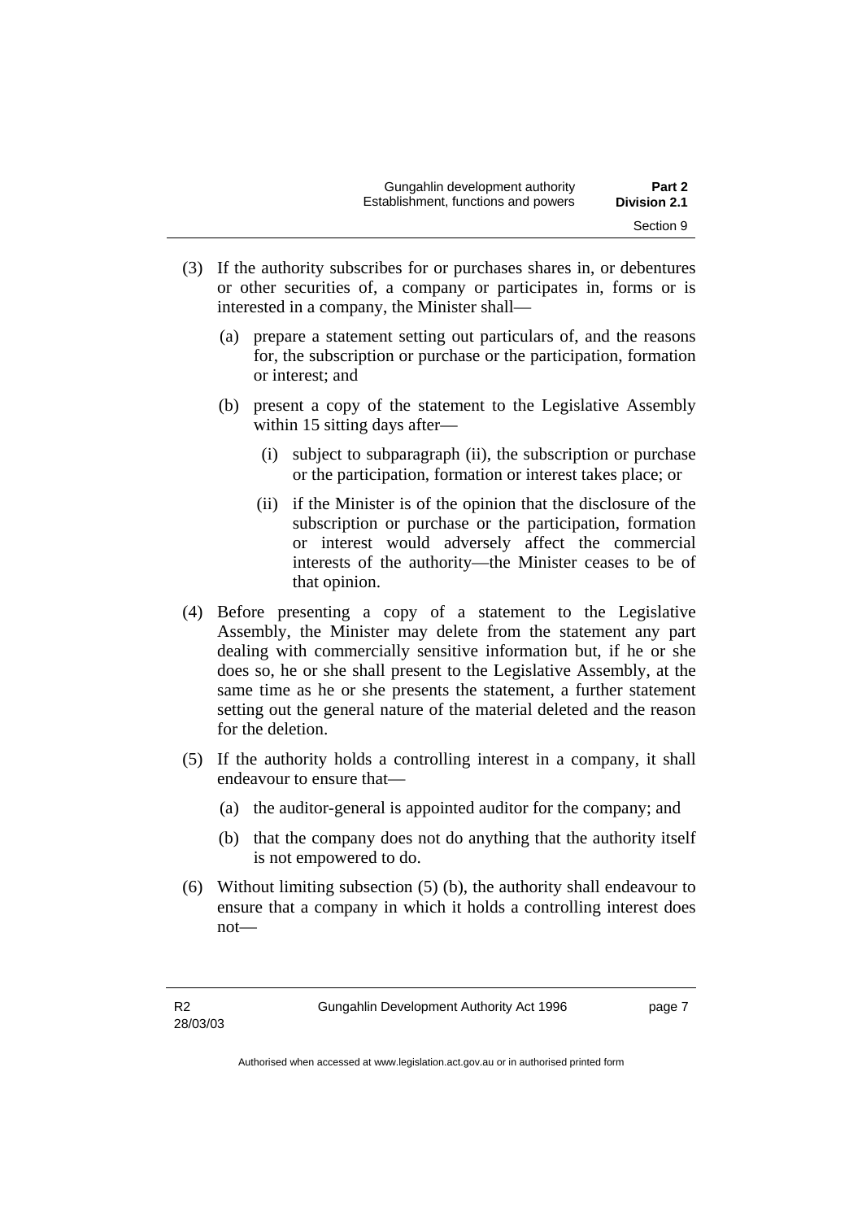(3) If the authority subscribes for or purchases shares in, or debentures or other securities of, a company or participates in, forms or is interested in a company, the Minister shall—

(a) prepare a statement setting out particulars of, and the reasons for, the subscription or purchase or the participation, formation or interest; and

(b) present a copy of the statement to the Legislative Assembly within 15 sitting days after—

(i) subject to subparagraph (ii), the subscription or purchase or the participation, formation or interest takes place; or

(ii) if the Minister is of the opinion that the disclosure of the subscription or purchase or the participation, formation or interest would adversely affect the commercial interests of the authority—the Minister ceases to be of that opinion.

(4) Before presenting a copy of a statement to the Legislative Assembly, the Minister may delete from the statement any part dealing with commercially sensitive information but, if he or she does so, he or she shall present to the Legislative Assembly, at the same time as he or she presents the statement, a further statement setting out the general nature of the material deleted and the reason for the deletion.

(5) If the authority holds a controlling interest in a company, it shall endeavour to ensure that—

(a) the auditor-general is appointed auditor for the company; and

(b) that the company does not do anything that the authority itself is not empowered to do.

(6) Without limiting subsection (5) (b), the authority shall endeavour to ensure that a company in which it holds a controlling interest does not—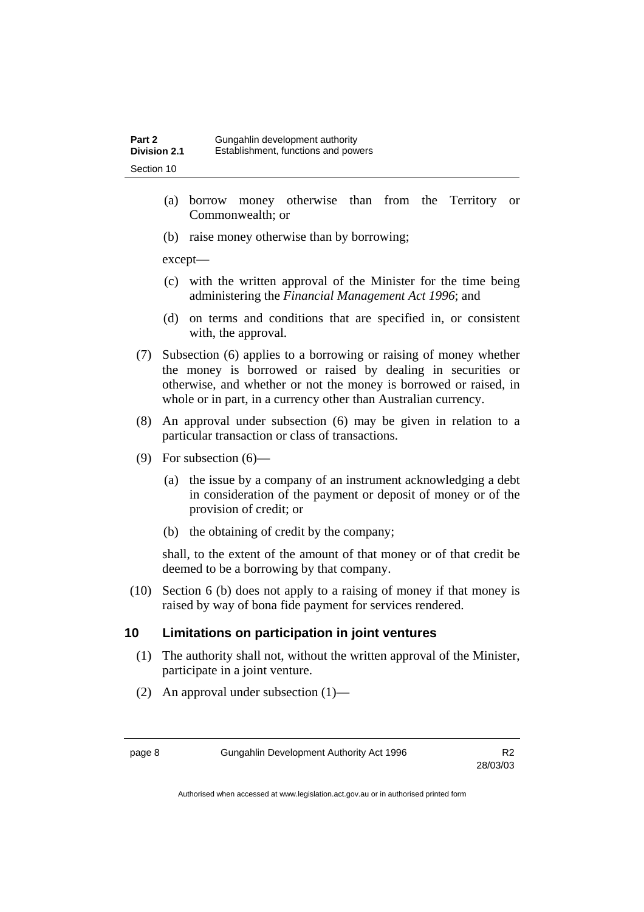(a) borrow money otherwise than from the Territory or Commonwealth; or

(b) raise money otherwise than by borrowing;

except—

(c) with the written approval of the Minister for the time being administering the *Financial Management Act 1996*; and

(d) on terms and conditions that are specified in, or consistent with, the approval.

(7) Subsection (6) applies to a borrowing or raising of money whether the money is borrowed or raised by dealing in securities or otherwise, and whether or not the money is borrowed or raised, in whole or in part, in a currency other than Australian currency.

(8) An approval under subsection (6) may be given in relation to a particular transaction or class of transactions.

(9) For subsection (6)—

(a) the issue by a company of an instrument acknowledging a debt in consideration of the payment or deposit of money or of the provision of credit; or

(b) the obtaining of credit by the company;

shall, to the extent of the amount of that money or of that credit be deemed to be a borrowing by that company.

(10) Section 6 (b) does not apply to a raising of money if that money is raised by way of bona fide payment for services rendered.

## 10 Limitations on participation in joint ventures

(1) The authority shall not, without the written approval of the Minister, participate in a joint venture.

(2) An approval under subsection (1)—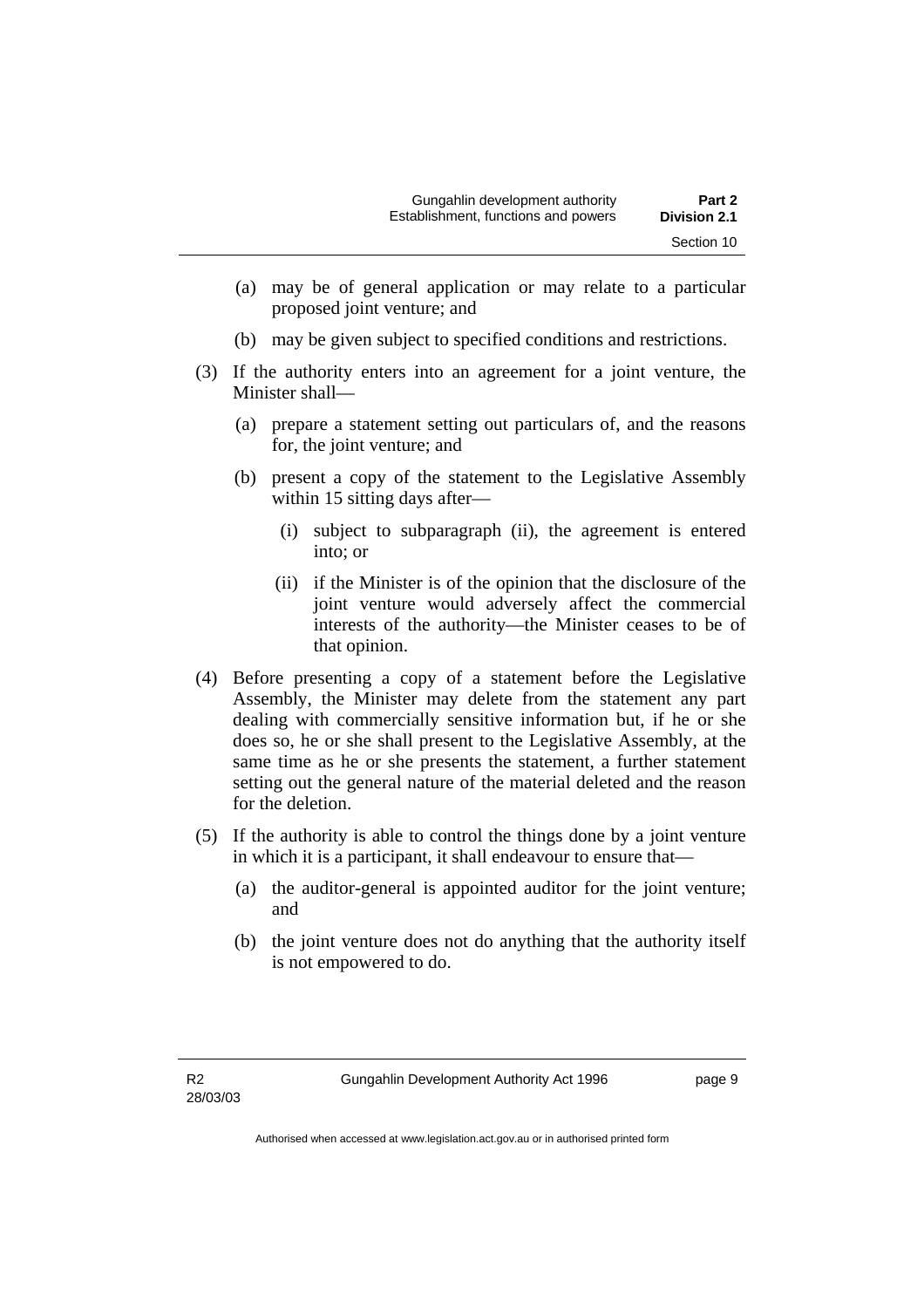(a) may be of general application or may relate to a particular proposed joint venture; and

(b) may be given subject to specified conditions and restrictions.

(3) If the authority enters into an agreement for a joint venture, the Minister shall—

(a) prepare a statement setting out particulars of, and the reasons for, the joint venture; and

(b) present a copy of the statement to the Legislative Assembly within 15 sitting days after—

(i) subject to subparagraph (ii), the agreement is entered into; or

(ii) if the Minister is of the opinion that the disclosure of the joint venture would adversely affect the commercial interests of the authority—the Minister ceases to be of that opinion.

(4) Before presenting a copy of a statement before the Legislative Assembly, the Minister may delete from the statement any part dealing with commercially sensitive information but, if he or she does so, he or she shall present to the Legislative Assembly, at the same time as he or she presents the statement, a further statement setting out the general nature of the material deleted and the reason for the deletion.

(5) If the authority is able to control the things done by a joint venture in which it is a participant, it shall endeavour to ensure that—

(a) the auditor-general is appointed auditor for the joint venture; and

(b) the joint venture does not do anything that the authority itself is not empowered to do.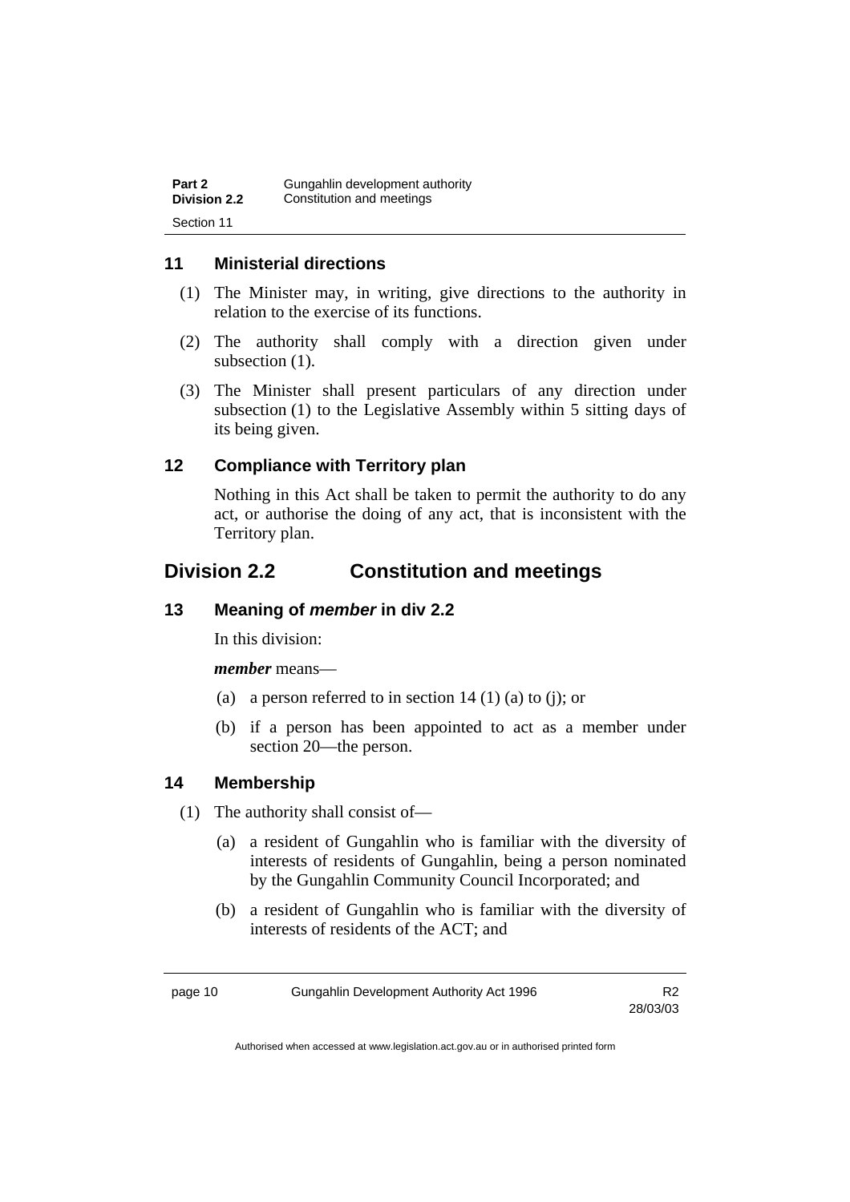### 11 Ministerial directions

(1) The Minister may, in writing, give directions to the authority in relation to the exercise of its functions.

(2) The authority shall comply with a direction given under subsection (1).

(3) The Minister shall present particulars of any direction under subsection (1) to the Legislative Assembly within 5 sitting days of its being given.

### 12 Compliance with Territory plan

Nothing in this Act shall be taken to permit the authority to do any act, or authorise the doing of any act, that is inconsistent with the Territory plan.

## Division 2.2 Constitution and meetings

### 13 Meaning of *member* in div 2.2

In this division:

***member*** means—

(a) a person referred to in section 14 (1) (a) to (j); or

(b) if a person has been appointed to act as a member under section 20—the person.

### 14 Membership

(1) The authority shall consist of—

(a) a resident of Gungahlin who is familiar with the diversity of interests of residents of Gungahlin, being a person nominated by the Gungahlin Community Council Incorporated; and

(b) a resident of Gungahlin who is familiar with the diversity of interests of residents of the ACT; and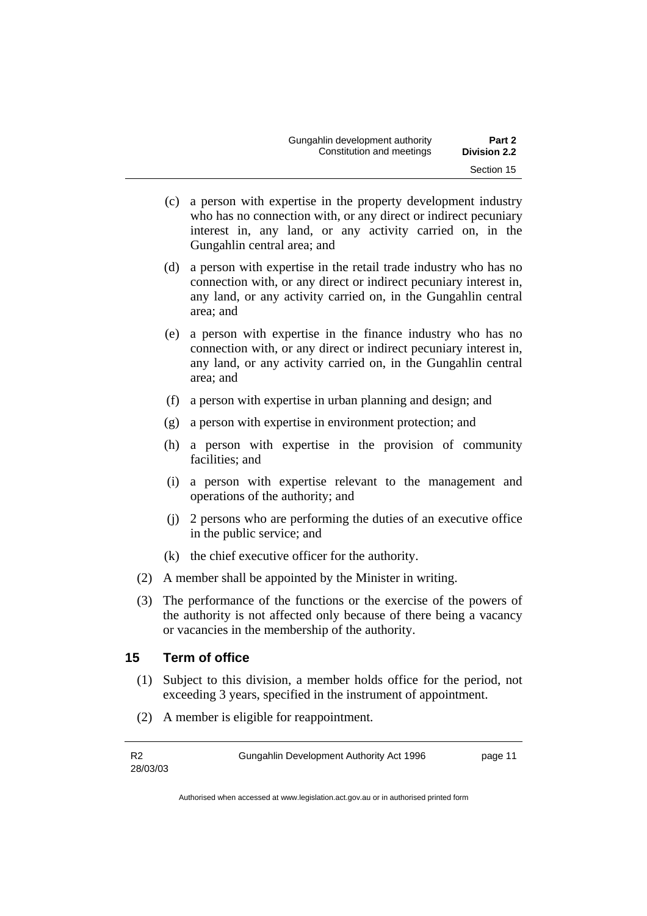(c) a person with expertise in the property development industry who has no connection with, or any direct or indirect pecuniary interest in, any land, or any activity carried on, in the Gungahlin central area; and

(d) a person with expertise in the retail trade industry who has no connection with, or any direct or indirect pecuniary interest in, any land, or any activity carried on, in the Gungahlin central area; and

(e) a person with expertise in the finance industry who has no connection with, or any direct or indirect pecuniary interest in, any land, or any activity carried on, in the Gungahlin central area; and

(f) a person with expertise in urban planning and design; and

(g) a person with expertise in environment protection; and

(h) a person with expertise in the provision of community facilities; and

(i) a person with expertise relevant to the management and operations of the authority; and

(j) 2 persons who are performing the duties of an executive office in the public service; and

(k) the chief executive officer for the authority.

(2) A member shall be appointed by the Minister in writing.

(3) The performance of the functions or the exercise of the powers of the authority is not affected only because of there being a vacancy or vacancies in the membership of the authority.

## 15 Term of office

(1) Subject to this division, a member holds office for the period, not exceeding 3 years, specified in the instrument of appointment.

(2) A member is eligible for reappointment.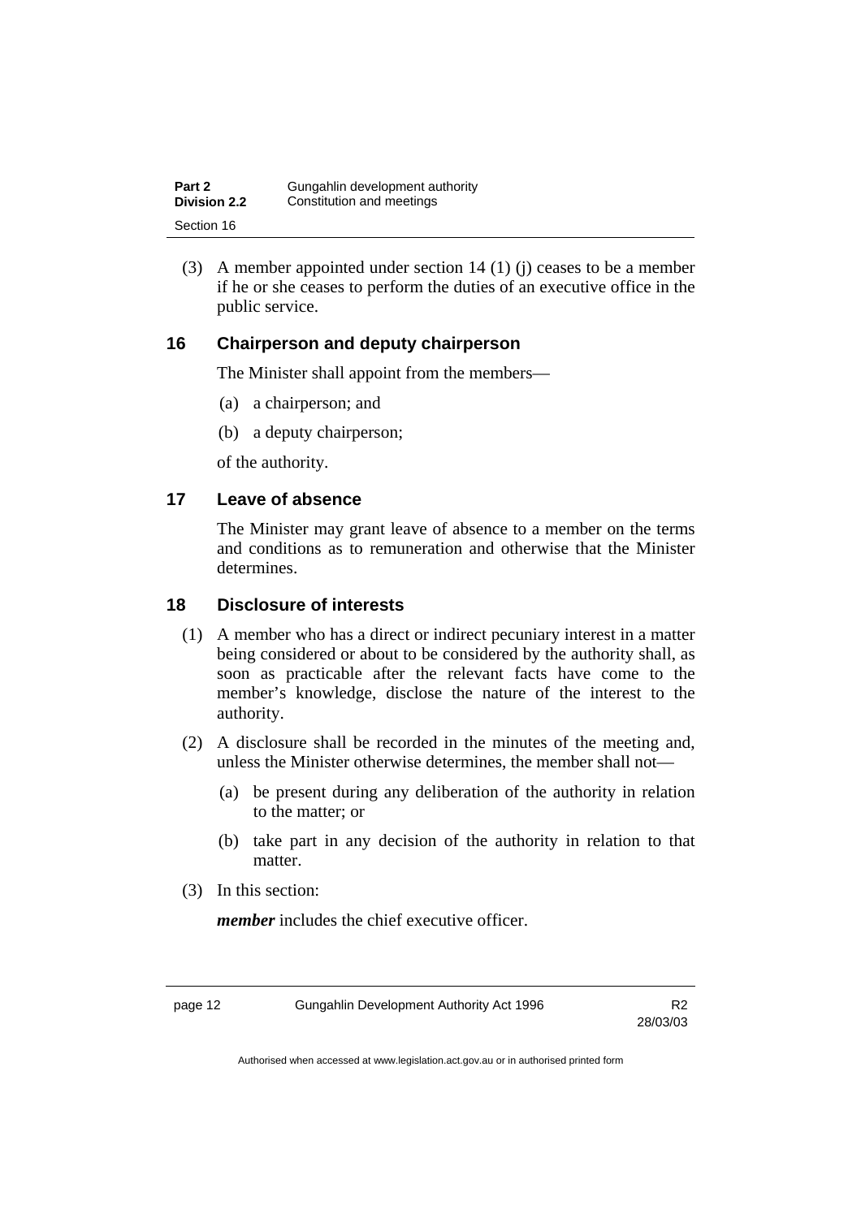(3) A member appointed under section 14 (1) (j) ceases to be a member if he or she ceases to perform the duties of an executive office in the public service.

## 16 Chairperson and deputy chairperson

The Minister shall appoint from the members—

(a) a chairperson; and

(b) a deputy chairperson;

of the authority.

## 17 Leave of absence

The Minister may grant leave of absence to a member on the terms and conditions as to remuneration and otherwise that the Minister determines.

## 18 Disclosure of interests

(1) A member who has a direct or indirect pecuniary interest in a matter being considered or about to be considered by the authority shall, as soon as practicable after the relevant facts have come to the member's knowledge, disclose the nature of the interest to the authority.

(2) A disclosure shall be recorded in the minutes of the meeting and, unless the Minister otherwise determines, the member shall not—

(a) be present during any deliberation of the authority in relation to the matter; or

(b) take part in any decision of the authority in relation to that matter.

(3) In this section:

***member*** includes the chief executive officer.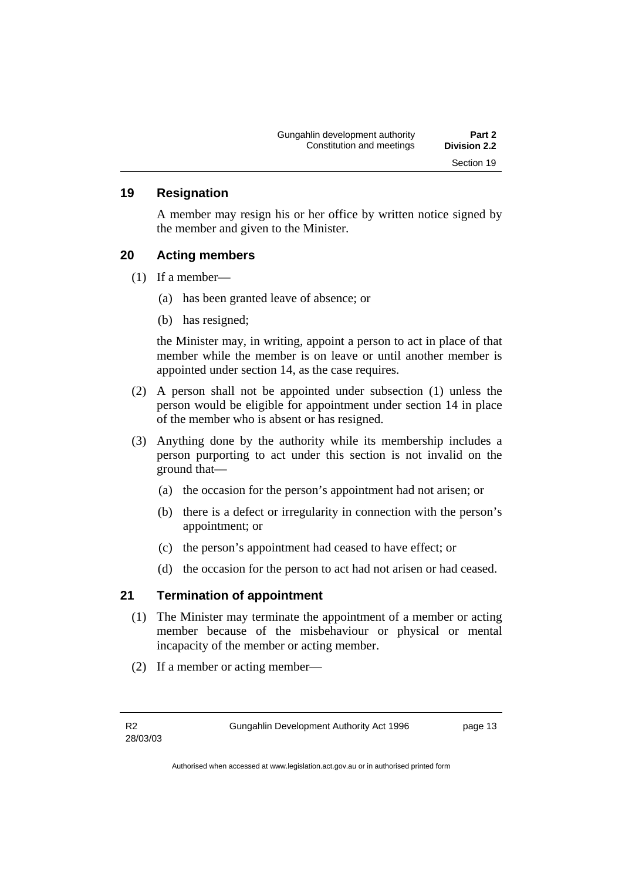## 19 Resignation

A member may resign his or her office by written notice signed by the member and given to the Minister.

## 20 Acting members

(1) If a member—

  (a) has been granted leave of absence; or

  (b) has resigned;

the Minister may, in writing, appoint a person to act in place of that member while the member is on leave or until another member is appointed under section 14, as the case requires.

(2) A person shall not be appointed under subsection (1) unless the person would be eligible for appointment under section 14 in place of the member who is absent or has resigned.

(3) Anything done by the authority while its membership includes a person purporting to act under this section is not invalid on the ground that—

  (a) the occasion for the person's appointment had not arisen; or

  (b) there is a defect or irregularity in connection with the person's appointment; or

  (c) the person's appointment had ceased to have effect; or

  (d) the occasion for the person to act had not arisen or had ceased.

## 21 Termination of appointment

(1) The Minister may terminate the appointment of a member or acting member because of the misbehaviour or physical or mental incapacity of the member or acting member.

(2) If a member or acting member—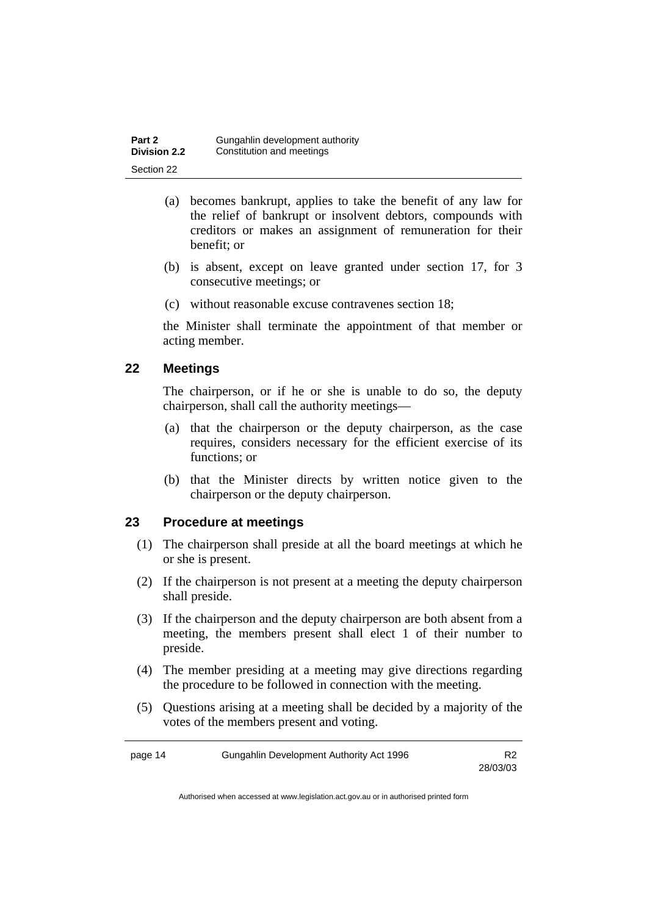(a) becomes bankrupt, applies to take the benefit of any law for the relief of bankrupt or insolvent debtors, compounds with creditors or makes an assignment of remuneration for their benefit; or

(b) is absent, except on leave granted under section 17, for 3 consecutive meetings; or

(c) without reasonable excuse contravenes section 18;

the Minister shall terminate the appointment of that member or acting member.

## 22 Meetings

The chairperson, or if he or she is unable to do so, the deputy chairperson, shall call the authority meetings—

(a) that the chairperson or the deputy chairperson, as the case requires, considers necessary for the efficient exercise of its functions; or

(b) that the Minister directs by written notice given to the chairperson or the deputy chairperson.

## 23 Procedure at meetings

(1) The chairperson shall preside at all the board meetings at which he or she is present.

(2) If the chairperson is not present at a meeting the deputy chairperson shall preside.

(3) If the chairperson and the deputy chairperson are both absent from a meeting, the members present shall elect 1 of their number to preside.

(4) The member presiding at a meeting may give directions regarding the procedure to be followed in connection with the meeting.

(5) Questions arising at a meeting shall be decided by a majority of the votes of the members present and voting.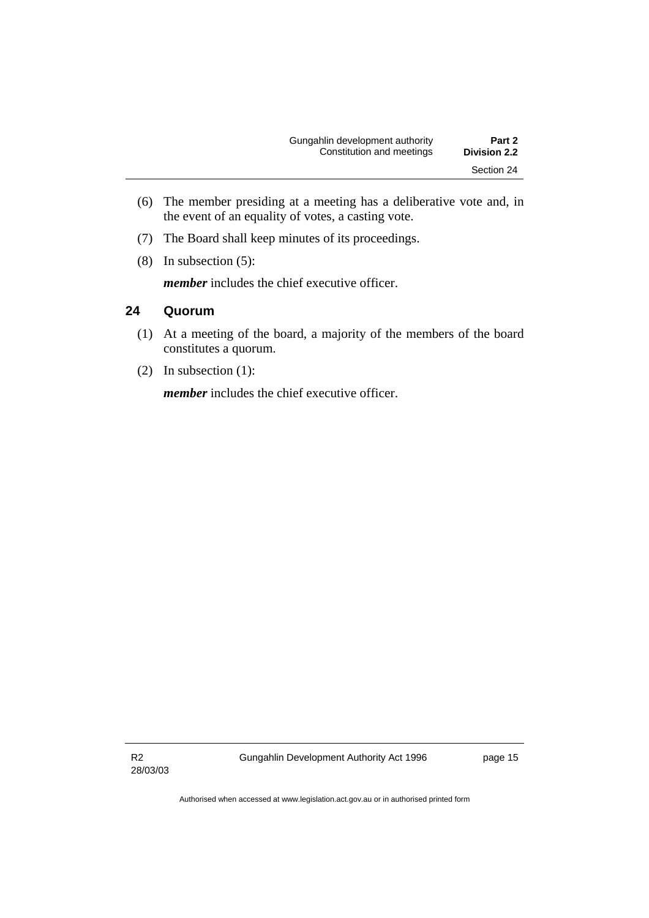(6) The member presiding at a meeting has a deliberative vote and, in the event of an equality of votes, a casting vote.

(7) The Board shall keep minutes of its proceedings.

(8) In subsection (5):

***member*** includes the chief executive officer.

## 24 Quorum

(1) At a meeting of the board, a majority of the members of the board constitutes a quorum.

(2) In subsection (1):

***member*** includes the chief executive officer.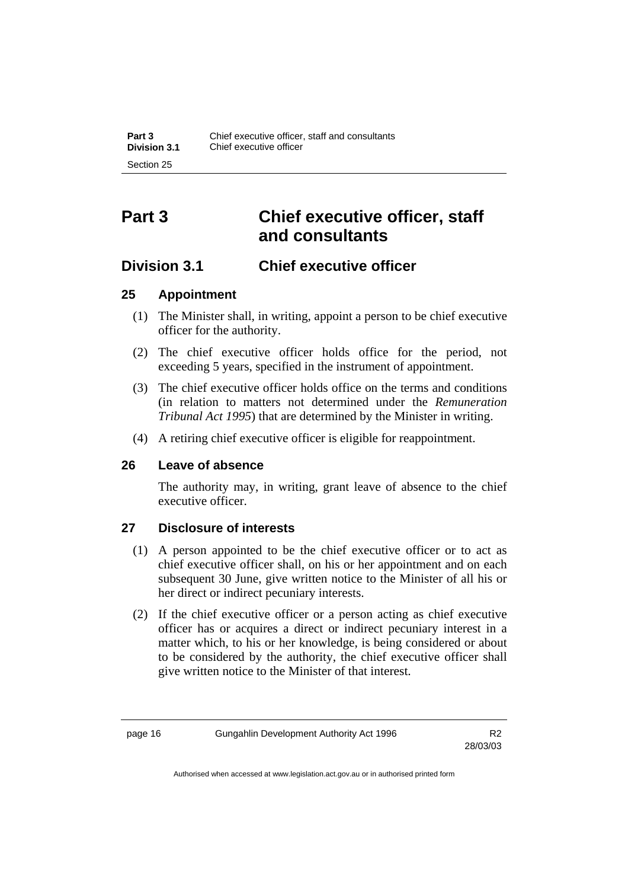# Part 3 Chief executive officer, staff and consultants

## Division 3.1 Chief executive officer

### 25 Appointment

(1) The Minister shall, in writing, appoint a person to be chief executive officer for the authority.

(2) The chief executive officer holds office for the period, not exceeding 5 years, specified in the instrument of appointment.

(3) The chief executive officer holds office on the terms and conditions (in relation to matters not determined under the *Remuneration Tribunal Act 1995*) that are determined by the Minister in writing.

(4) A retiring chief executive officer is eligible for reappointment.

### 26 Leave of absence

The authority may, in writing, grant leave of absence to the chief executive officer.

### 27 Disclosure of interests

(1) A person appointed to be the chief executive officer or to act as chief executive officer shall, on his or her appointment and on each subsequent 30 June, give written notice to the Minister of all his or her direct or indirect pecuniary interests.

(2) If the chief executive officer or a person acting as chief executive officer has or acquires a direct or indirect pecuniary interest in a matter which, to his or her knowledge, is being considered or about to be considered by the authority, the chief executive officer shall give written notice to the Minister of that interest.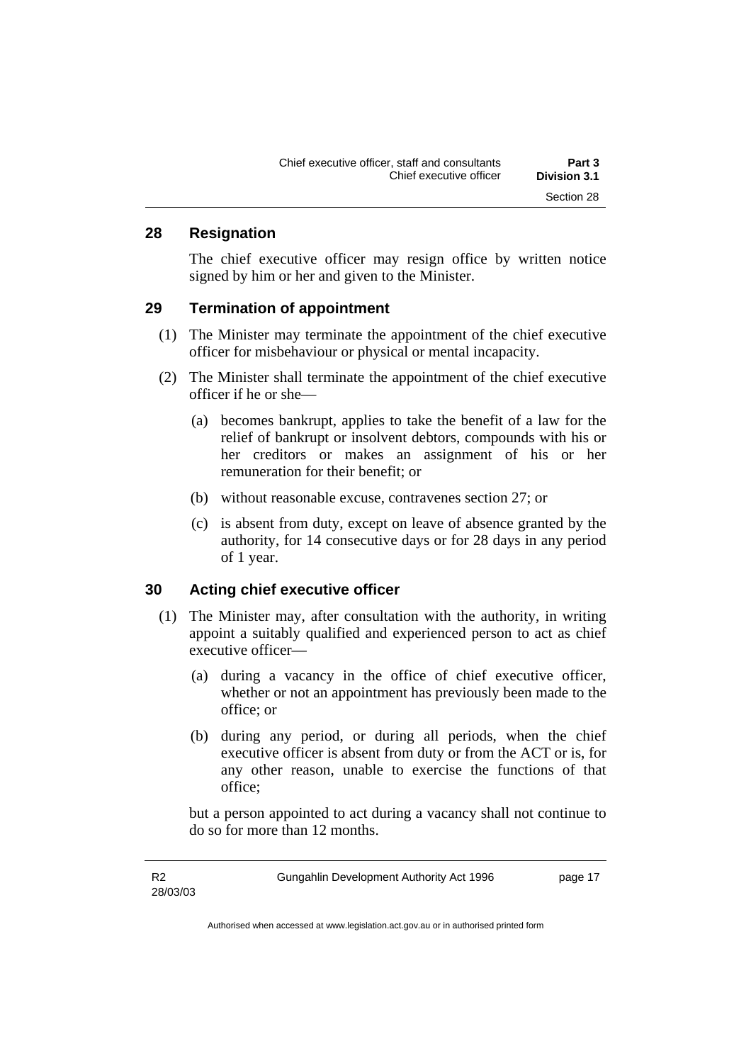## 28 Resignation

The chief executive officer may resign office by written notice signed by him or her and given to the Minister.

## 29 Termination of appointment

(1) The Minister may terminate the appointment of the chief executive officer for misbehaviour or physical or mental incapacity.

(2) The Minister shall terminate the appointment of the chief executive officer if he or she—

(a) becomes bankrupt, applies to take the benefit of a law for the relief of bankrupt or insolvent debtors, compounds with his or her creditors or makes an assignment of his or her remuneration for their benefit; or

(b) without reasonable excuse, contravenes section 27; or

(c) is absent from duty, except on leave of absence granted by the authority, for 14 consecutive days or for 28 days in any period of 1 year.

## 30 Acting chief executive officer

(1) The Minister may, after consultation with the authority, in writing appoint a suitably qualified and experienced person to act as chief executive officer—

(a) during a vacancy in the office of chief executive officer, whether or not an appointment has previously been made to the office; or

(b) during any period, or during all periods, when the chief executive officer is absent from duty or from the ACT or is, for any other reason, unable to exercise the functions of that office;

but a person appointed to act during a vacancy shall not continue to do so for more than 12 months.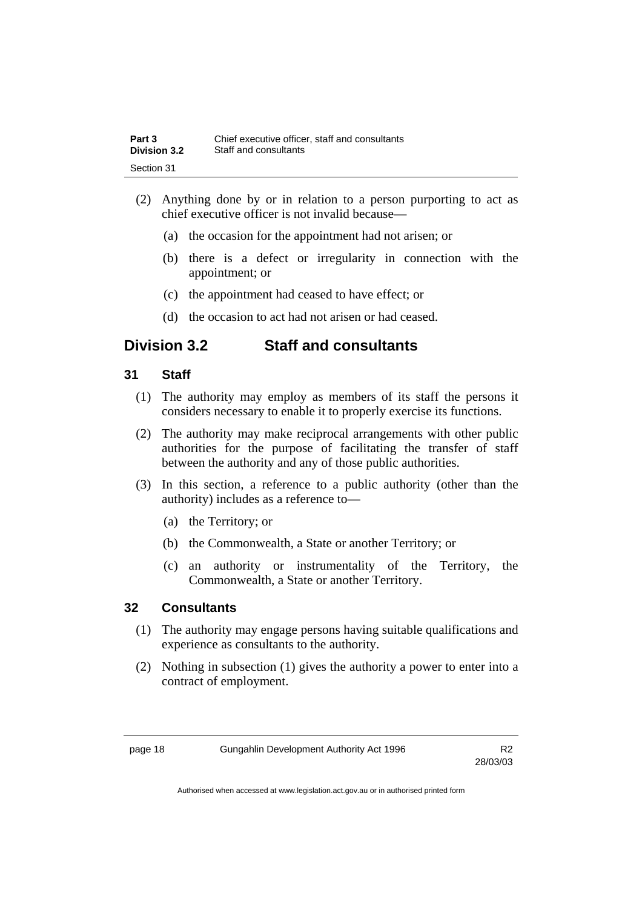(2) Anything done by or in relation to a person purporting to act as chief executive officer is not invalid because—

(a) the occasion for the appointment had not arisen; or

(b) there is a defect or irregularity in connection with the appointment; or

(c) the appointment had ceased to have effect; or

(d) the occasion to act had not arisen or had ceased.

## Division 3.2 Staff and consultants

### 31 Staff

(1) The authority may employ as members of its staff the persons it considers necessary to enable it to properly exercise its functions.

(2) The authority may make reciprocal arrangements with other public authorities for the purpose of facilitating the transfer of staff between the authority and any of those public authorities.

(3) In this section, a reference to a public authority (other than the authority) includes as a reference to—

(a) the Territory; or

(b) the Commonwealth, a State or another Territory; or

(c) an authority or instrumentality of the Territory, the Commonwealth, a State or another Territory.

### 32 Consultants

(1) The authority may engage persons having suitable qualifications and experience as consultants to the authority.

(2) Nothing in subsection (1) gives the authority a power to enter into a contract of employment.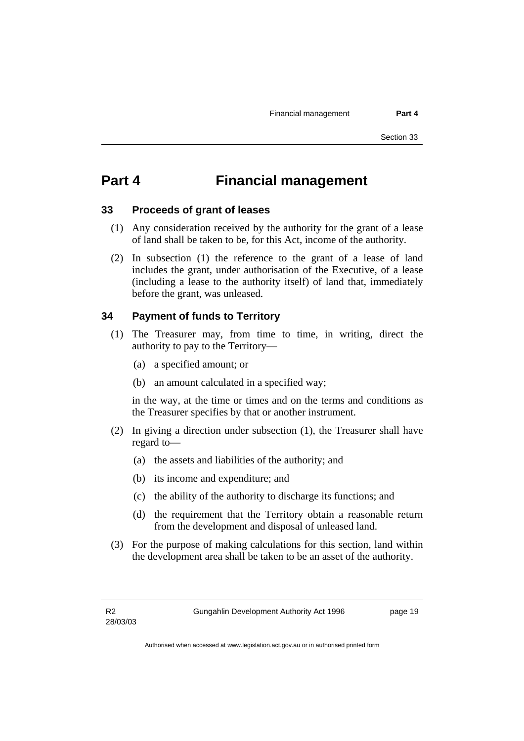# Part 4 Financial management

## 33 Proceeds of grant of leases

(1) Any consideration received by the authority for the grant of a lease of land shall be taken to be, for this Act, income of the authority.

(2) In subsection (1) the reference to the grant of a lease of land includes the grant, under authorisation of the Executive, of a lease (including a lease to the authority itself) of land that, immediately before the grant, was unleased.

## 34 Payment of funds to Territory

(1) The Treasurer may, from time to time, in writing, direct the authority to pay to the Territory—

(a) a specified amount; or

(b) an amount calculated in a specified way;

in the way, at the time or times and on the terms and conditions as the Treasurer specifies by that or another instrument.

(2) In giving a direction under subsection (1), the Treasurer shall have regard to—

(a) the assets and liabilities of the authority; and

(b) its income and expenditure; and

(c) the ability of the authority to discharge its functions; and

(d) the requirement that the Territory obtain a reasonable return from the development and disposal of unleased land.

(3) For the purpose of making calculations for this section, land within the development area shall be taken to be an asset of the authority.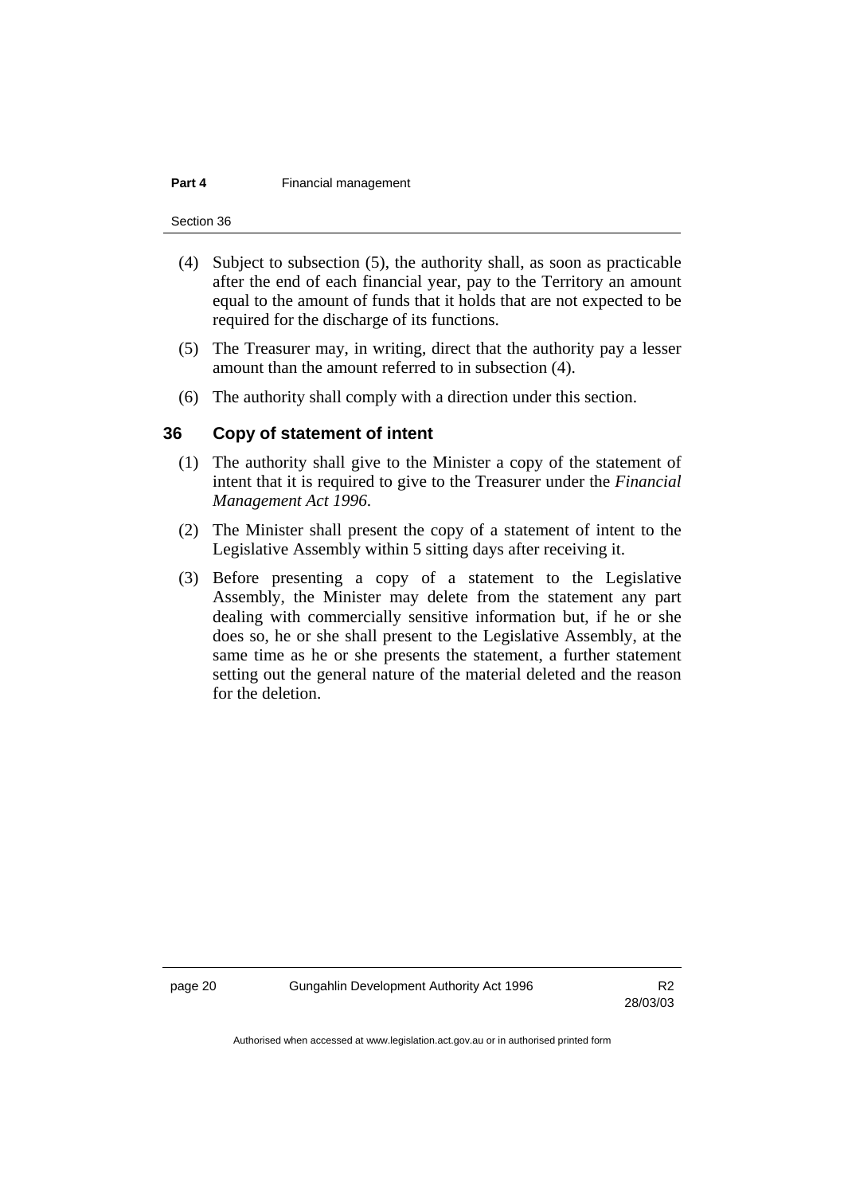(4) Subject to subsection (5), the authority shall, as soon as practicable after the end of each financial year, pay to the Territory an amount equal to the amount of funds that it holds that are not expected to be required for the discharge of its functions.

(5) The Treasurer may, in writing, direct that the authority pay a lesser amount than the amount referred to in subsection (4).

(6) The authority shall comply with a direction under this section.

## 36 Copy of statement of intent

(1) The authority shall give to the Minister a copy of the statement of intent that it is required to give to the Treasurer under the *Financial Management Act 1996*.

(2) The Minister shall present the copy of a statement of intent to the Legislative Assembly within 5 sitting days after receiving it.

(3) Before presenting a copy of a statement to the Legislative Assembly, the Minister may delete from the statement any part dealing with commercially sensitive information but, if he or she does so, he or she shall present to the Legislative Assembly, at the same time as he or she presents the statement, a further statement setting out the general nature of the material deleted and the reason for the deletion.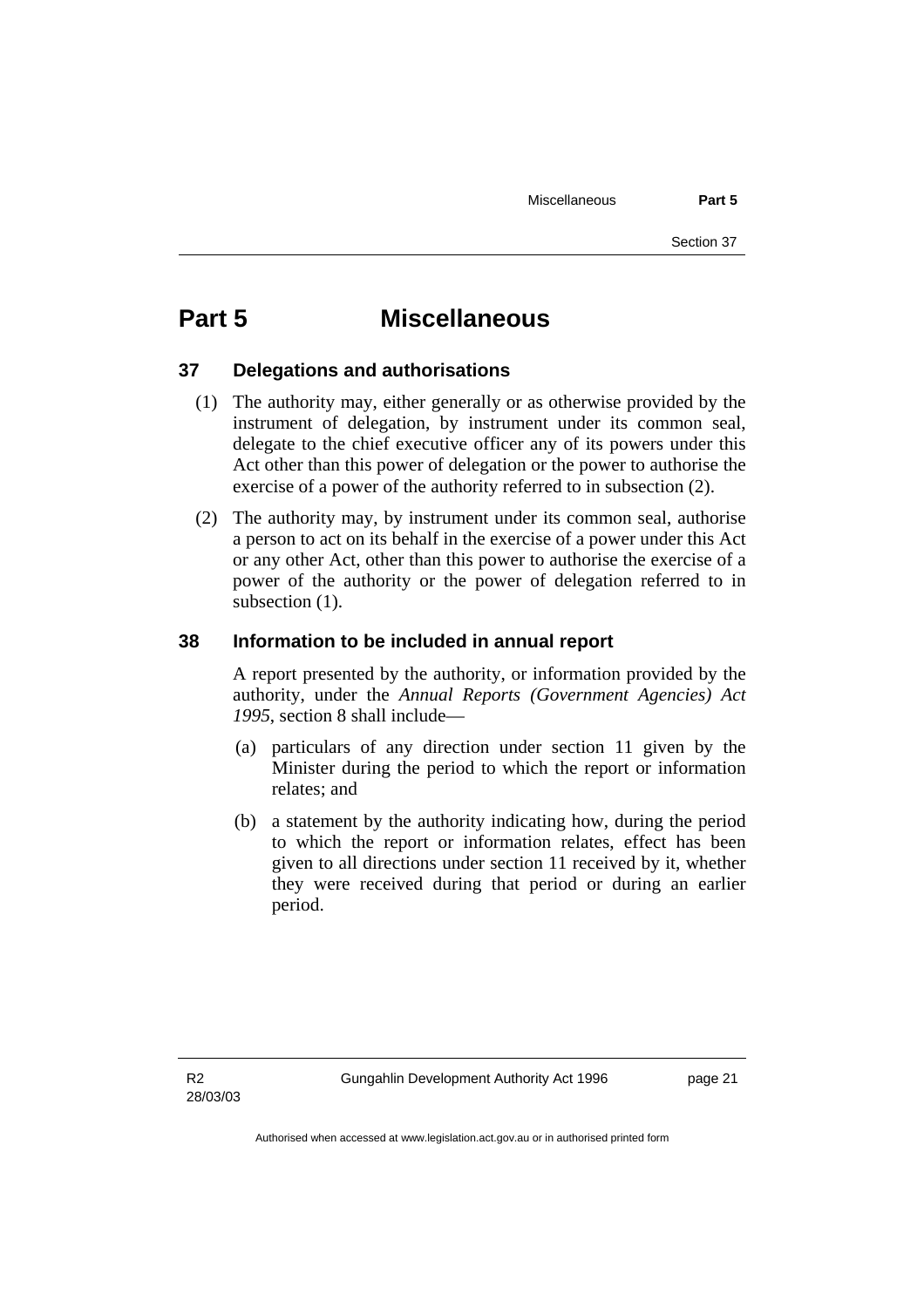# Part 5 Miscellaneous

## 37 Delegations and authorisations

(1) The authority may, either generally or as otherwise provided by the instrument of delegation, by instrument under its common seal, delegate to the chief executive officer any of its powers under this Act other than this power of delegation or the power to authorise the exercise of a power of the authority referred to in subsection (2).

(2) The authority may, by instrument under its common seal, authorise a person to act on its behalf in the exercise of a power under this Act or any other Act, other than this power to authorise the exercise of a power of the authority or the power of delegation referred to in subsection (1).

## 38 Information to be included in annual report

A report presented by the authority, or information provided by the authority, under the *Annual Reports (Government Agencies) Act 1995*, section 8 shall include—

(a) particulars of any direction under section 11 given by the Minister during the period to which the report or information relates; and

(b) a statement by the authority indicating how, during the period to which the report or information relates, effect has been given to all directions under section 11 received by it, whether they were received during that period or during an earlier period.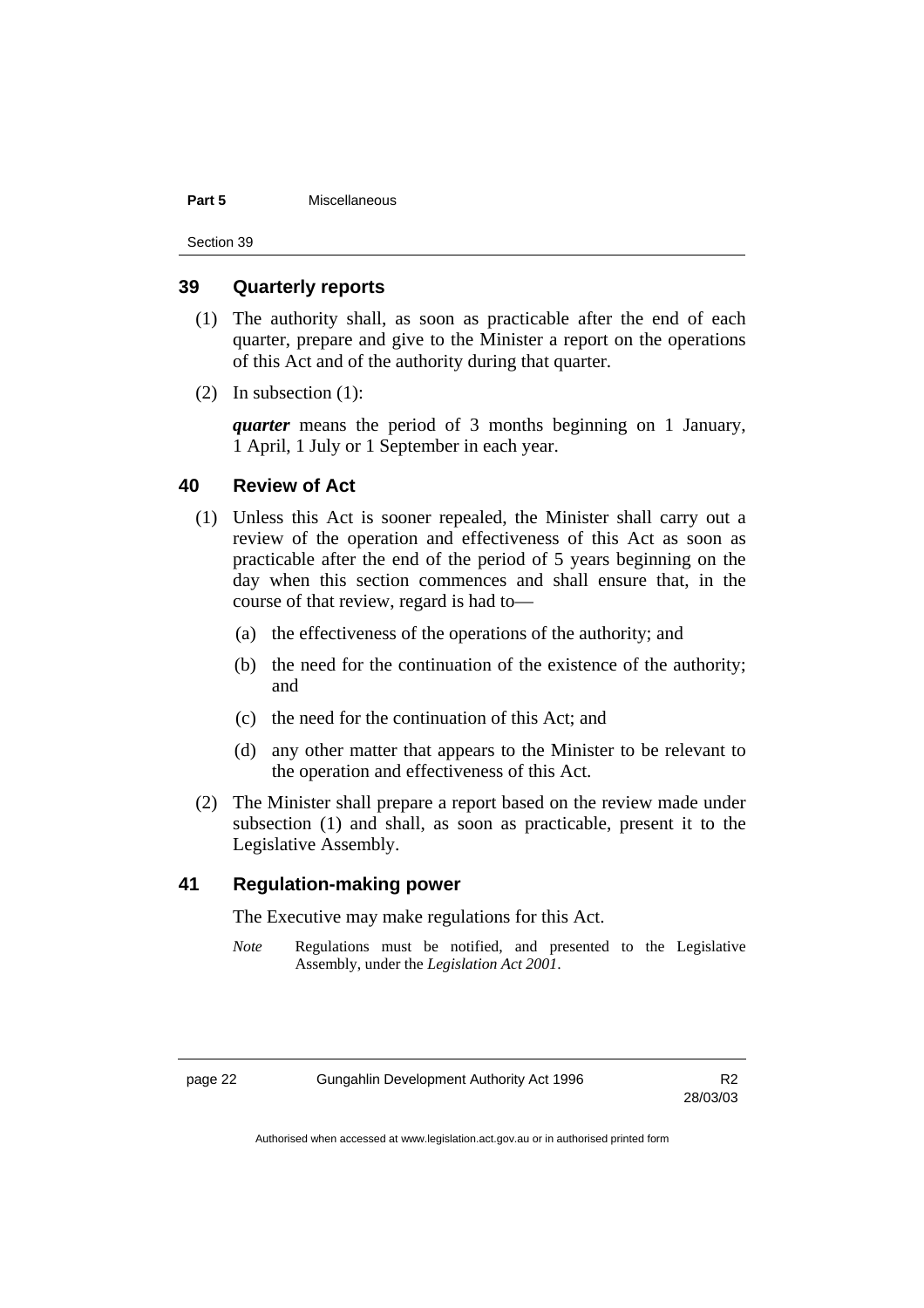## 39 Quarterly reports

(1) The authority shall, as soon as practicable after the end of each quarter, prepare and give to the Minister a report on the operations of this Act and of the authority during that quarter.

(2) In subsection (1):

***quarter*** means the period of 3 months beginning on 1 January, 1 April, 1 July or 1 September in each year.

## 40 Review of Act

(1) Unless this Act is sooner repealed, the Minister shall carry out a review of the operation and effectiveness of this Act as soon as practicable after the end of the period of 5 years beginning on the day when this section commences and shall ensure that, in the course of that review, regard is had to—

(a) the effectiveness of the operations of the authority; and

(b) the need for the continuation of the existence of the authority; and

(c) the need for the continuation of this Act; and

(d) any other matter that appears to the Minister to be relevant to the operation and effectiveness of this Act.

(2) The Minister shall prepare a report based on the review made under subsection (1) and shall, as soon as practicable, present it to the Legislative Assembly.

## 41 Regulation-making power

The Executive may make regulations for this Act.

*Note* Regulations must be notified, and presented to the Legislative Assembly, under the *Legislation Act 2001*.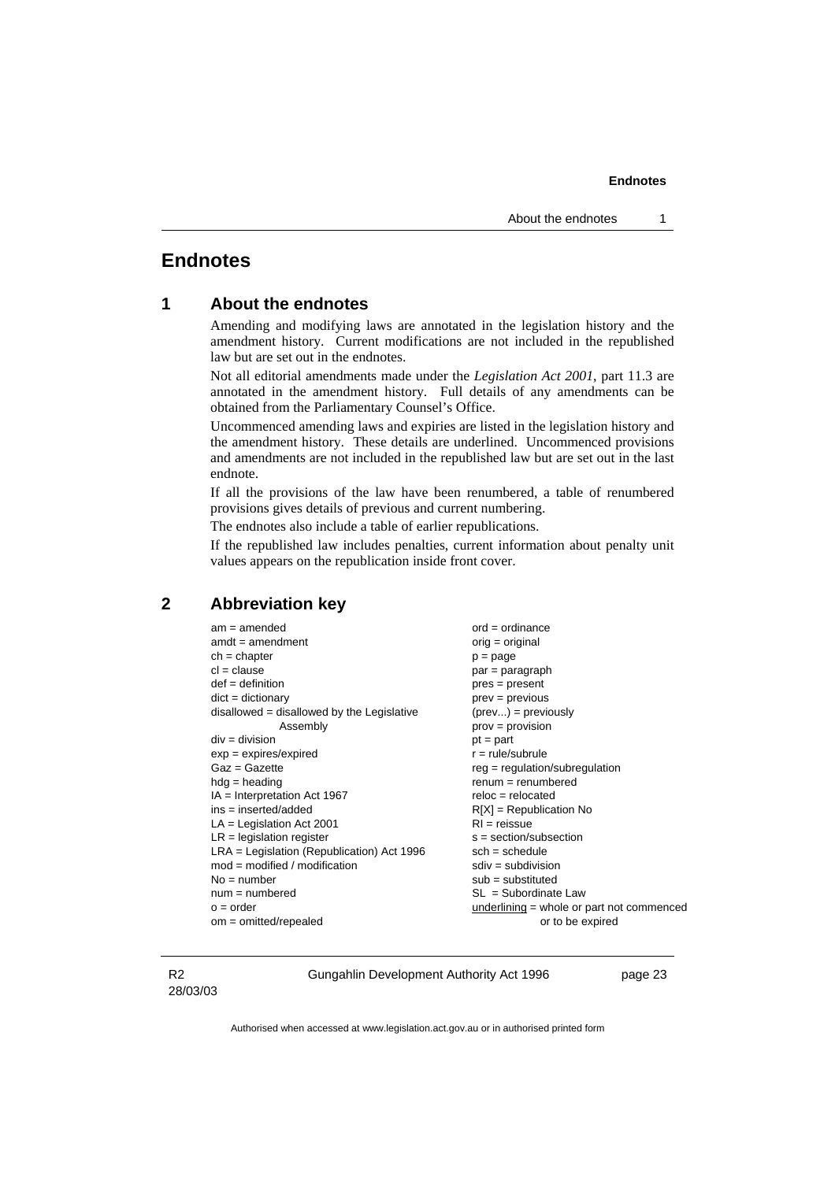# Endnotes

## 1 About the endnotes

Amending and modifying laws are annotated in the legislation history and the amendment history. Current modifications are not included in the republished law but are set out in the endnotes.

Not all editorial amendments made under the *Legislation Act 2001*, part 11.3 are annotated in the amendment history. Full details of any amendments can be obtained from the Parliamentary Counsel's Office.

Uncommenced amending laws and expiries are listed in the legislation history and the amendment history. These details are underlined. Uncommenced provisions and amendments are not included in the republished law but are set out in the last endnote.

If all the provisions of the law have been renumbered, a table of renumbered provisions gives details of previous and current numbering.

The endnotes also include a table of earlier republications.

If the republished law includes penalties, current information about penalty unit values appears on the republication inside front cover.

## 2 Abbreviation key

am = amended
amdt = amendment
ch = chapter
cl = clause
def = definition
dict = dictionary
disallowed = disallowed by the Legislative Assembly
div = division
exp = expires/expired
Gaz = Gazette
hdg = heading
IA = Interpretation Act 1967
ins = inserted/added
LA = Legislation Act 2001
LR = legislation register
LRA = Legislation (Republication) Act 1996
mod = modified / modification
No = number
num = numbered
o = order
om = omitted/repealed
ord = ordinance
orig = original
p = page
par = paragraph
pres = present
prev = previous
(prev...) = previously
prov = provision
pt = part
r = rule/subrule
reg = regulation/subregulation
renum = renumbered
reloc = relocated
R[X] = Republication No
RI = reissue
s = section/subsection
sch = schedule
sdiv = subdivision
sub = substituted
SL = Subordinate Law
underlining = whole or part not commenced or to be expired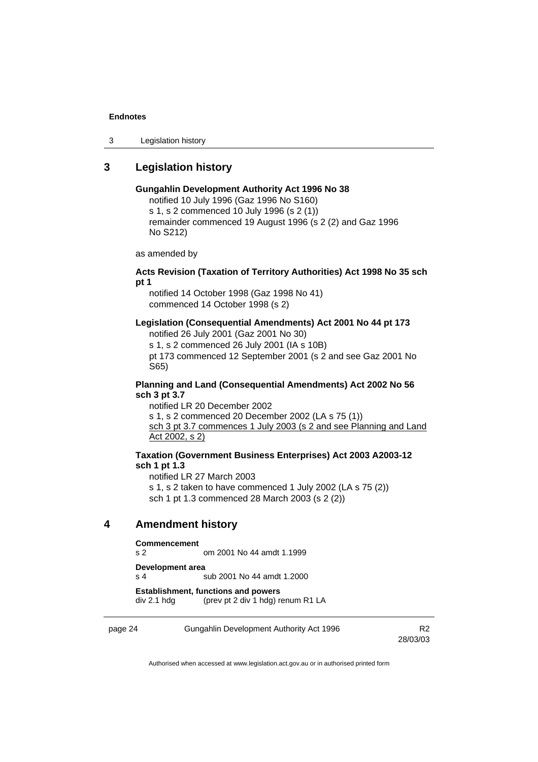## 3 Legislation history

**Gungahlin Development Authority Act 1996 No 38**

notified 10 July 1996 (Gaz 1996 No S160)
s 1, s 2 commenced 10 July 1996 (s 2 (1))
remainder commenced 19 August 1996 (s 2 (2) and Gaz 1996 No S212)

as amended by

**Acts Revision (Taxation of Territory Authorities) Act 1998 No 35 sch pt 1**

notified 14 October 1998 (Gaz 1998 No 41)
commenced 14 October 1998 (s 2)

**Legislation (Consequential Amendments) Act 2001 No 44 pt 173**

notified 26 July 2001 (Gaz 2001 No 30)
s 1, s 2 commenced 26 July 2001 (IA s 10B)
pt 173 commenced 12 September 2001 (s 2 and see Gaz 2001 No S65)

**Planning and Land (Consequential Amendments) Act 2002 No 56 sch 3 pt 3.7**

notified LR 20 December 2002
s 1, s 2 commenced 20 December 2002 (LA s 75 (1))
<u>sch 3 pt 3.7 commences 1 July 2003 (s 2 and see Planning and Land Act 2002, s 2)</u>

**Taxation (Government Business Enterprises) Act 2003 A2003-12 sch 1 pt 1.3**

notified LR 27 March 2003
s 1, s 2 taken to have commenced 1 July 2002 (LA s 75 (2))
sch 1 pt 1.3 commenced 28 March 2003 (s 2 (2))

## 4 Amendment history

**Commencement**
s 2 om 2001 No 44 amdt 1.1999

**Development area**
s 4 sub 2001 No 44 amdt 1.2000

**Establishment, functions and powers**
div 2.1 hdg (prev pt 2 div 1 hdg) renum R1 LA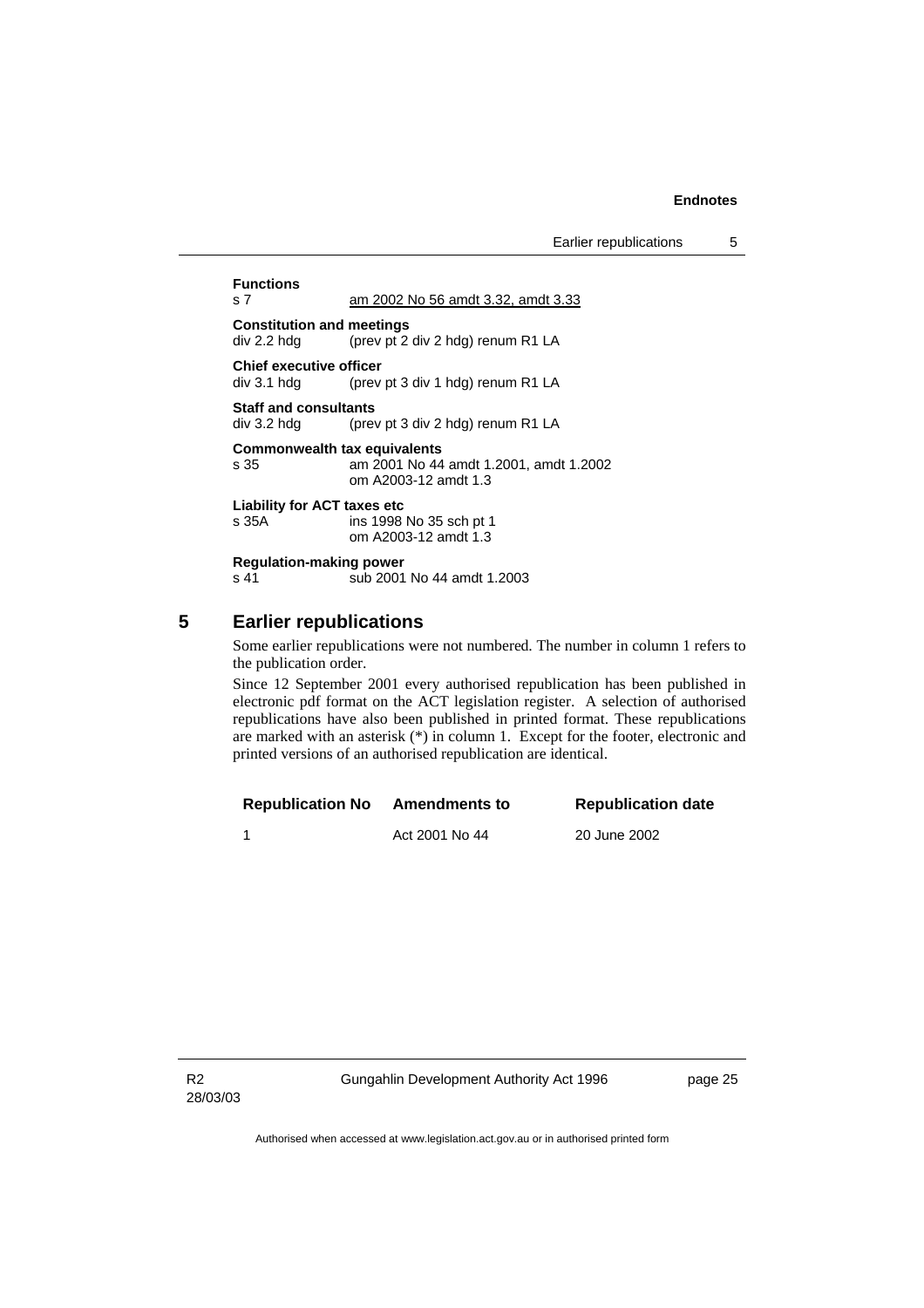**Functions**

s 7 am 2002 No 56 amdt 3.32, amdt 3.33

**Constitution and meetings**

div 2.2 hdg (prev pt 2 div 2 hdg) renum R1 LA

**Chief executive officer**

div 3.1 hdg (prev pt 3 div 1 hdg) renum R1 LA

**Staff and consultants**

div 3.2 hdg (prev pt 3 div 2 hdg) renum R1 LA

**Commonwealth tax equivalents**

s 35 am 2001 No 44 amdt 1.2001, amdt 1.2002
om A2003-12 amdt 1.3

**Liability for ACT taxes etc**

s 35A ins 1998 No 35 sch pt 1
om A2003-12 amdt 1.3

**Regulation-making power**

s 41 sub 2001 No 44 amdt 1.2003

## 5 Earlier republications

Some earlier republications were not numbered. The number in column 1 refers to the publication order.

Since 12 September 2001 every authorised republication has been published in electronic pdf format on the ACT legislation register. A selection of authorised republications have also been published in printed format. These republications are marked with an asterisk (*) in column 1. Except for the footer, electronic and printed versions of an authorised republication are identical.

| Republication No | Amendments to | Republication date |
|---|---|---|
| 1 | Act 2001 No 44 | 20 June 2002 |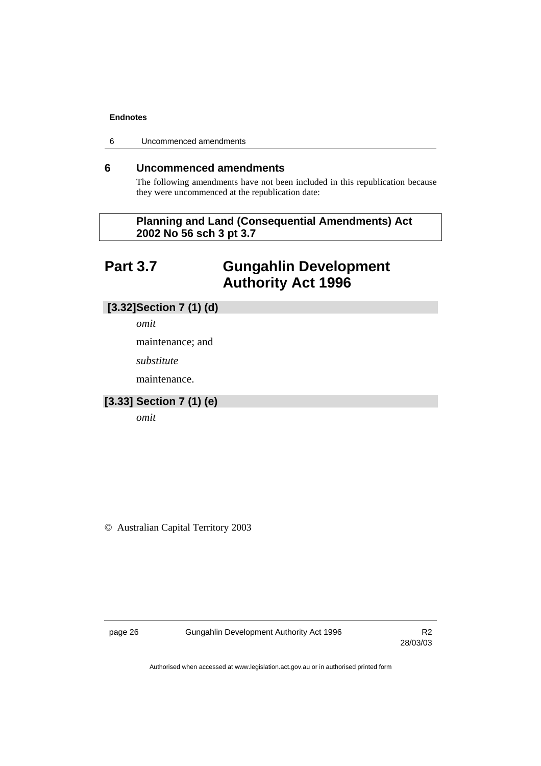## 6 Uncommenced amendments

The following amendments have not been included in this republication because they were uncommenced at the republication date:

**Planning and Land (Consequential Amendments) Act 2002 No 56 sch 3 pt 3.7**

# Part 3.7 Gungahlin Development Authority Act 1996

### [3.32] Section 7 (1) (d)

*omit*

maintenance; and

*substitute*

maintenance.

### [3.33] Section 7 (1) (e)

*omit*

© Australian Capital Territory 2003